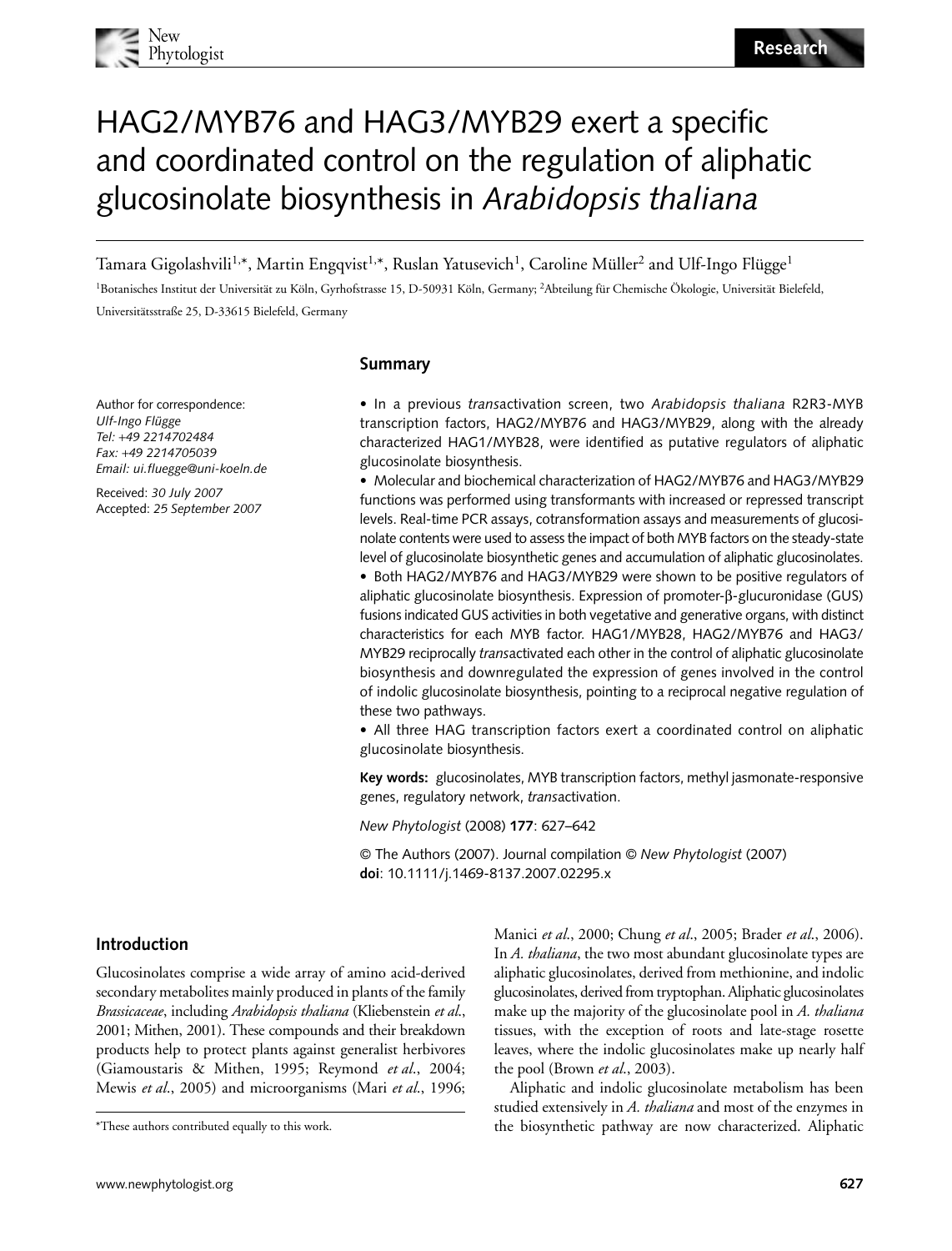# HAG2/MYB76 and HAG3/MYB29 exert a specific and coordinated control on the regulation of aliphatic glucosinolate biosynthesis in *Arabidopsis thaliana*

Tamara Gigolashvili[1,*], Martin Engqvist[1,*], Ruslan Yatusevich[1], Caroline Müller[2] and Ulf-Ingo Flügge[1]

[1]Botanisches Institut der Universität zu Köln, Gyrhofstrasse 15, D-50931 Köln, Germany; [2]Abteilung für Chemische Ökologie, Universität Bielefeld, Universitätsstraße 25, D-33615 Bielefeld, Germany

Author for correspondence:
*Ulf-Ingo Flügge*
*Tel: +49 2214702484*
*Fax: +49 2214705039*
*Email: ui.fluegge@uni-koeln.de*

Received: *30 July 2007*
Accepted: *25 September 2007*

## Summary

- In a previous *trans*activation screen, two *Arabidopsis thaliana* R2R3-MYB transcription factors, HAG2/MYB76 and HAG3/MYB29, along with the already characterized HAG1/MYB28, were identified as putative regulators of aliphatic glucosinolate biosynthesis.
- Molecular and biochemical characterization of HAG2/MYB76 and HAG3/MYB29 functions was performed using transformants with increased or repressed transcript levels. Real-time PCR assays, cotransformation assays and measurements of glucosinolate contents were used to assess the impact of both MYB factors on the steady-state level of glucosinolate biosynthetic genes and accumulation of aliphatic glucosinolates.
- Both HAG2/MYB76 and HAG3/MYB29 were shown to be positive regulators of aliphatic glucosinolate biosynthesis. Expression of promoter-β-glucuronidase (GUS) fusions indicated GUS activities in both vegetative and generative organs, with distinct characteristics for each MYB factor. HAG1/MYB28, HAG2/MYB76 and HAG3/MYB29 reciprocally *trans*activated each other in the control of aliphatic glucosinolate biosynthesis and downregulated the expression of genes involved in the control of indolic glucosinolate biosynthesis, pointing to a reciprocal negative regulation of these two pathways.
- All three HAG transcription factors exert a coordinated control on aliphatic glucosinolate biosynthesis.

**Key words:** glucosinolates, MYB transcription factors, methyl jasmonate-responsive genes, regulatory network, *trans*activation.

*New Phytologist* (2008) **177**: 627–642

© The Authors (2007). Journal compilation © *New Phytologist* (2007)
**doi**: 10.1111/j.1469-8137.2007.02295.x

## Introduction

Glucosinolates comprise a wide array of amino acid-derived secondary metabolites mainly produced in plants of the family *Brassicaceae*, including *Arabidopsis thaliana* (Kliebenstein *et al.*, 2001; Mithen, 2001). These compounds and their breakdown products help to protect plants against generalist herbivores (Giamoustaris & Mithen, 1995; Reymond *et al.*, 2004; Mewis *et al.*, 2005) and microorganisms (Mari *et al.*, 1996; Manici *et al.*, 2000; Chung *et al.*, 2005; Brader *et al.*, 2006). In *A. thaliana*, the two most abundant glucosinolate types are aliphatic glucosinolates, derived from methionine, and indolic glucosinolates, derived from tryptophan. Aliphatic glucosinolates make up the majority of the glucosinolate pool in *A. thaliana* tissues, with the exception of roots and late-stage rosette leaves, where the indolic glucosinolates make up nearly half the pool (Brown *et al.*, 2003).

Aliphatic and indolic glucosinolate metabolism has been studied extensively in *A. thaliana* and most of the enzymes in the biosynthetic pathway are now characterized. Aliphatic

*These authors contributed equally to this work.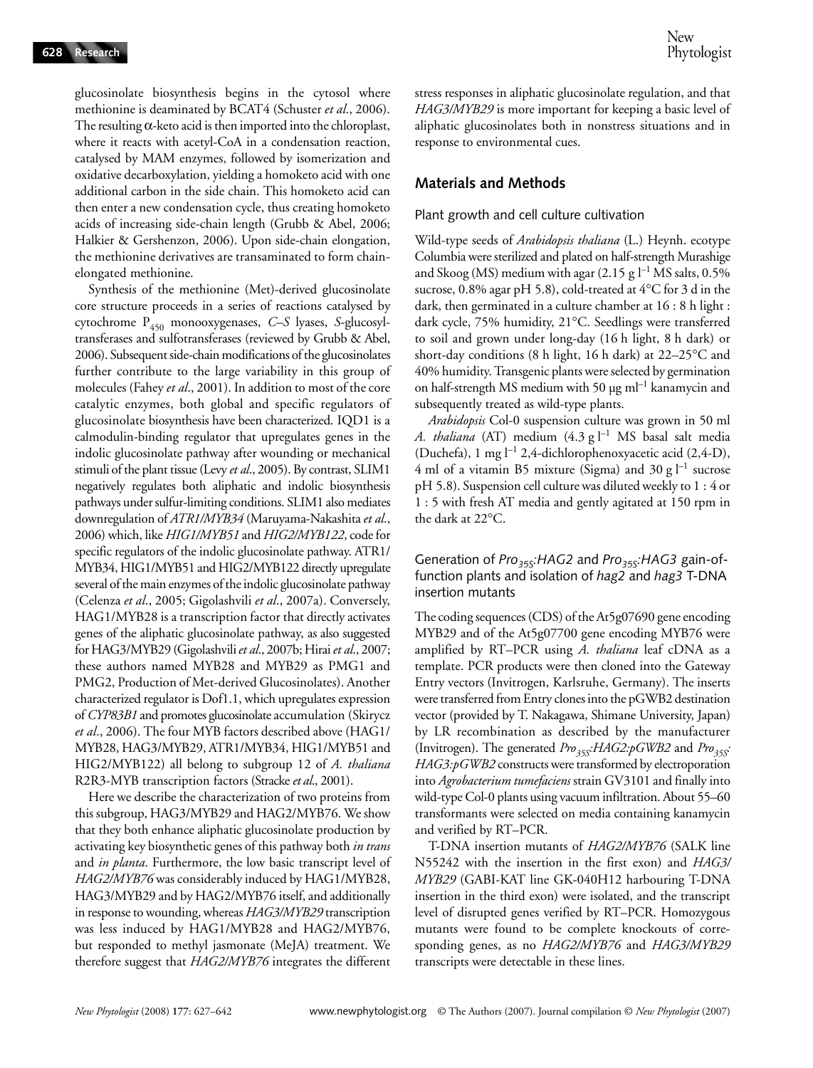glucosinolate biosynthesis begins in the cytosol where methionine is deaminated by BCAT4 (Schuster *et al*., 2006). The resulting α-keto acid is then imported into the chloroplast, where it reacts with acetyl-CoA in a condensation reaction, catalysed by MAM enzymes, followed by isomerization and oxidative decarboxylation, yielding a homoketo acid with one additional carbon in the side chain. This homoketo acid can then enter a new condensation cycle, thus creating homoketo acids of increasing side-chain length (Grubb & Abel, 2006; Halkier & Gershenzon, 2006). Upon side-chain elongation, the methionine derivatives are transaminated to form chain-elongated methionine.

Synthesis of the methionine (Met)-derived glucosinolate core structure proceeds in a series of reactions catalysed by cytochrome $P_{450}$ monooxygenases, *C–S* lyases, *S*-glucosyltransferases and sulfotransferases (reviewed by Grubb & Abel, 2006). Subsequent side-chain modifications of the glucosinolates further contribute to the large variability in this group of molecules (Fahey *et al*., 2001). In addition to most of the core catalytic enzymes, both global and specific regulators of glucosinolate biosynthesis have been characterized. IQD1 is a calmodulin-binding regulator that upregulates genes in the indolic glucosinolate pathway after wounding or mechanical stimuli of the plant tissue (Levy *et al*., 2005). By contrast, SLIM1 negatively regulates both aliphatic and indolic biosynthesis pathways under sulfur-limiting conditions. SLIM1 also mediates downregulation of *ATR1/MYB34* (Maruyama-Nakashita *et al*., 2006) which, like *HIG1/MYB51* and *HIG2/MYB122*, code for specific regulators of the indolic glucosinolate pathway. ATR1/MYB34, HIG1/MYB51 and HIG2/MYB122 directly upregulate several of the main enzymes of the indolic glucosinolate pathway (Celenza *et al*., 2005; Gigolashvili *et al*., 2007a). Conversely, HAG1/MYB28 is a transcription factor that directly activates genes of the aliphatic glucosinolate pathway, as also suggested for HAG3/MYB29 (Gigolashvili *et al*., 2007b; Hirai *et al*., 2007; these authors named MYB28 and MYB29 as PMG1 and PMG2, Production of Met-derived Glucosinolates). Another characterized regulator is Dof1.1, which upregulates expression of *CYP83B1* and promotes glucosinolate accumulation (Skirycz *et al*., 2006). The four MYB factors described above (HAG1/MYB28, HAG3/MYB29, ATR1/MYB34, HIG1/MYB51 and HIG2/MYB122) all belong to subgroup 12 of *A. thaliana* R2R3-MYB transcription factors (Stracke *et al*., 2001).

Here we describe the characterization of two proteins from this subgroup, HAG3/MYB29 and HAG2/MYB76. We show that they both enhance aliphatic glucosinolate production by activating key biosynthetic genes of this pathway both *in trans* and *in planta*. Furthermore, the low basic transcript level of *HAG2/MYB76* was considerably induced by HAG1/MYB28, HAG3/MYB29 and by HAG2/MYB76 itself, and additionally in response to wounding, whereas *HAG3/MYB29* transcription was less induced by HAG1/MYB28 and HAG2/MYB76, but responded to methyl jasmonate (MeJA) treatment. We therefore suggest that *HAG2/MYB76* integrates the different stress responses in aliphatic glucosinolate regulation, and that *HAG3/MYB29* is more important for keeping a basic level of aliphatic glucosinolates both in nonstress situations and in response to environmental cues.

## Materials and Methods

### Plant growth and cell culture cultivation

Wild-type seeds of *Arabidopsis thaliana* (L.) Heynh. ecotype Columbia were sterilized and plated on half-strength Murashige and Skoog (MS) medium with agar (2.15 g $l^{-1}$ MS salts, 0.5% sucrose, 0.8% agar pH 5.8), cold-treated at 4°C for 3 d in the dark, then germinated in a culture chamber at 16 : 8 h light : dark cycle, 75% humidity, 21°C. Seedlings were transferred to soil and grown under long-day (16 h light, 8 h dark) or short-day conditions (8 h light, 16 h dark) at 22–25°C and 40% humidity. Transgenic plants were selected by germination on half-strength MS medium with 50 μg $ml^{-1}$ kanamycin and subsequently treated as wild-type plants.

*Arabidopsis* Col-0 suspension culture was grown in 50 ml *A. thaliana* (AT) medium (4.3 g $l^{-1}$ MS basal salt media (Duchefa), 1 mg $l^{-1}$ 2,4-dichlorophenoxyacetic acid (2,4-D), 4 ml of a vitamin B5 mixture (Sigma) and 30 g $l^{-1}$ sucrose pH 5.8). Suspension cell culture was diluted weekly to 1 : 4 or 1 : 5 with fresh AT media and gently agitated at 150 rpm in the dark at 22°C.

### Generation of $Pro_{35S}$:*HAG2* and $Pro_{35S}$:*HAG3* gain-of-function plants and isolation of *hag2* and *hag3* T-DNA insertion mutants

The coding sequences (CDS) of the At5g07690 gene encoding MYB29 and of the At5g07700 gene encoding MYB76 were amplified by RT–PCR using *A. thaliana* leaf cDNA as a template. PCR products were then cloned into the Gateway Entry vectors (Invitrogen, Karlsruhe, Germany). The inserts were transferred from Entry clones into the pGWB2 destination vector (provided by T. Nakagawa, Shimane University, Japan) by LR recombination as described by the manufacturer (Invitrogen). The generated $Pro_{35S}$:*HAG2:pGWB2* and $Pro_{35S}$:*HAG3:pGWB2* constructs were transformed by electroporation into *Agrobacterium tumefaciens* strain GV3101 and finally into wild-type Col-0 plants using vacuum infiltration. About 55–60 transformants were selected on media containing kanamycin and verified by RT–PCR.

T-DNA insertion mutants of *HAG2/MYB76* (SALK line N55242 with the insertion in the first exon) and *HAG3/MYB29* (GABI-KAT line GK-040H12 harbouring T-DNA insertion in the third exon) were isolated, and the transcript level of disrupted genes verified by RT–PCR. Homozygous mutants were found to be complete knockouts of corresponding genes, as no *HAG2/MYB76* and *HAG3/MYB29* transcripts were detectable in these lines.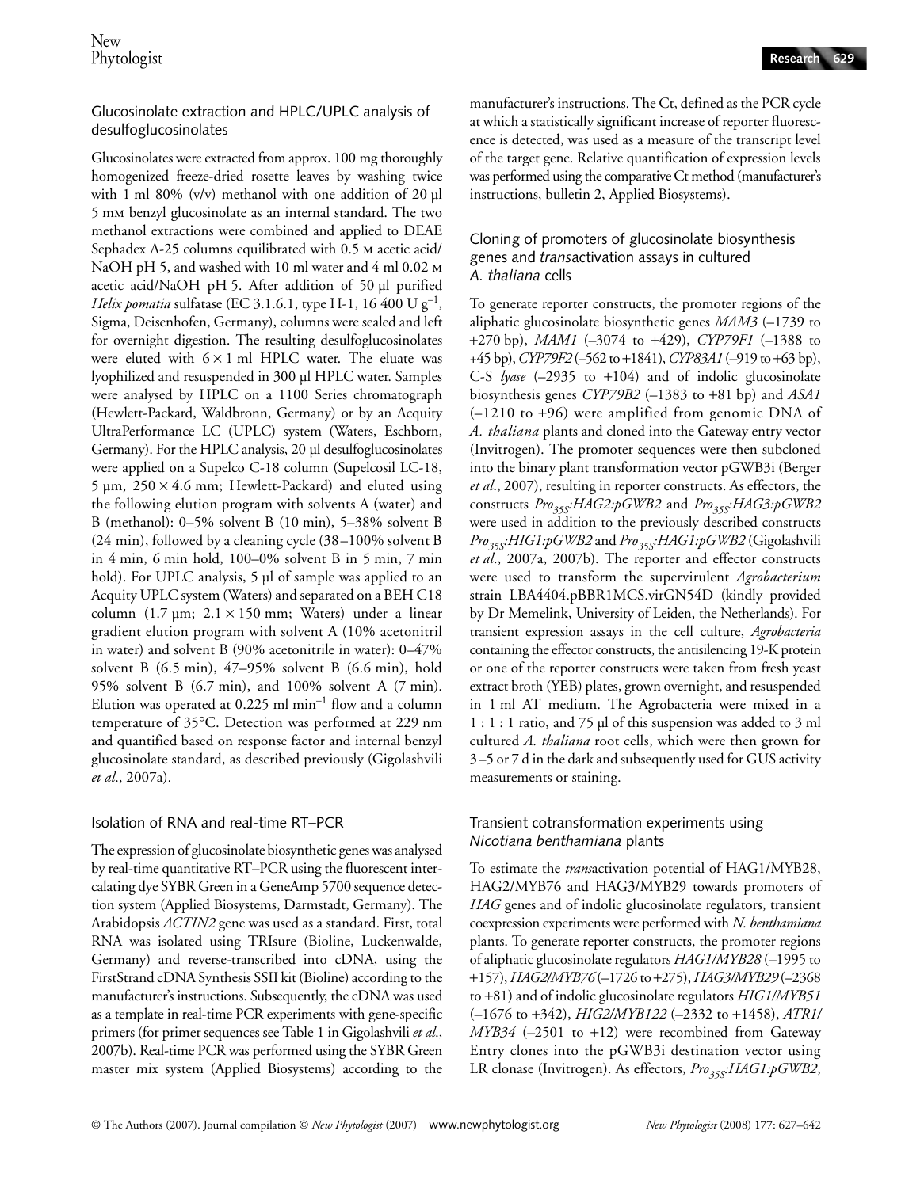## Glucosinolate extraction and HPLC/UPLC analysis of desulfoglucosinolates

Glucosinolates were extracted from approx. 100 mg thoroughly homogenized freeze-dried rosette leaves by washing twice with 1 ml 80% (v/v) methanol with one addition of 20 µl 5 mM benzyl glucosinolate as an internal standard. The two methanol extractions were combined and applied to DEAE Sephadex A-25 columns equilibrated with 0.5 M acetic acid/NaOH pH 5, and washed with 10 ml water and 4 ml 0.02 M acetic acid/NaOH pH 5. After addition of 50 µl purified *Helix pomatia* sulfatase (EC 3.1.6.1, type H-1, 16 400 U $g^{-1}$, Sigma, Deisenhofen, Germany), columns were sealed and left for overnight digestion. The resulting desulfoglucosinolates were eluted with 6 × 1 ml HPLC water. The eluate was lyophilized and resuspended in 300 µl HPLC water. Samples were analysed by HPLC on a 1100 Series chromatograph (Hewlett-Packard, Waldbronn, Germany) or by an Acquity UltraPerformance LC (UPLC) system (Waters, Eschborn, Germany). For the HPLC analysis, 20 µl desulfoglucosinolates were applied on a Supelco C-18 column (Supelcosil LC-18, 5 µm, 250 × 4.6 mm; Hewlett-Packard) and eluted using the following elution program with solvents A (water) and B (methanol): 0–5% solvent B (10 min), 5–38% solvent B (24 min), followed by a cleaning cycle (38–100% solvent B in 4 min, 6 min hold, 100–0% solvent B in 5 min, 7 min hold). For UPLC analysis, 5 µl of sample was applied to an Acquity UPLC system (Waters) and separated on a BEH C18 column (1.7 µm; 2.1 × 150 mm; Waters) under a linear gradient elution program with solvent A (10% acetonitril in water) and solvent B (90% acetonitrile in water): 0–47% solvent B (6.5 min), 47–95% solvent B (6.6 min), hold 95% solvent B (6.7 min), and 100% solvent A (7 min). Elution was operated at 0.225 ml $min^{-1}$ flow and a column temperature of 35°C. Detection was performed at 229 nm and quantified based on response factor and internal benzyl glucosinolate standard, as described previously (Gigolashvili *et al*., 2007a).

## Isolation of RNA and real-time RT–PCR

The expression of glucosinolate biosynthetic genes was analysed by real-time quantitative RT–PCR using the fluorescent intercalating dye SYBR Green in a GeneAmp 5700 sequence detection system (Applied Biosystems, Darmstadt, Germany). The Arabidopsis *ACTIN2* gene was used as a standard. First, total RNA was isolated using TRIsure (Bioline, Luckenwalde, Germany) and reverse-transcribed into cDNA, using the FirstStrand cDNA Synthesis SSII kit (Bioline) according to the manufacturer's instructions. Subsequently, the cDNA was used as a template in real-time PCR experiments with gene-specific primers (for primer sequences see Table 1 in Gigolashvili *et al*., 2007b). Real-time PCR was performed using the SYBR Green master mix system (Applied Biosystems) according to the manufacturer's instructions. The Ct, defined as the PCR cycle at which a statistically significant increase of reporter fluorescence is detected, was used as a measure of the transcript level of the target gene. Relative quantification of expression levels was performed using the comparative Ct method (manufacturer's instructions, bulletin 2, Applied Biosystems).

## Cloning of promoters of glucosinolate biosynthesis genes and *trans*activation assays in cultured *A. thaliana* cells

To generate reporter constructs, the promoter regions of the aliphatic glucosinolate biosynthetic genes *MAM3* (–1739 to +270 bp), *MAM1* (–3074 to +429), *CYP79F1* (–1388 to +45 bp), *CYP79F2* (–562 to +1841), *CYP83A1* (–919 to +63 bp), C-S *lyase* (–2935 to +104) and of indolic glucosinolate biosynthesis genes *CYP79B2* (–1383 to +81 bp) and *ASA1* (–1210 to +96) were amplified from genomic DNA of *A. thaliana* plants and cloned into the Gateway entry vector (Invitrogen). The promoter sequences were then subcloned into the binary plant transformation vector pGWB3i (Berger *et al*., 2007), resulting in reporter constructs. As effectors, the constructs $Pro_{35S}$:*HAG2:pGWB2* and $Pro_{35S}$:*HAG3:pGWB2* were used in addition to the previously described constructs $Pro_{35S}$:*HIG1:pGWB2* and $Pro_{35S}$:*HAG1:pGWB2* (Gigolashvili *et al*., 2007a, 2007b). The reporter and effector constructs were used to transform the supervirulent *Agrobacterium* strain LBA4404.pBBR1MCS.virGN54D (kindly provided by Dr Memelink, University of Leiden, the Netherlands). For transient expression assays in the cell culture, *Agrobacteria* containing the effector constructs, the antisilencing 19-K protein or one of the reporter constructs were taken from fresh yeast extract broth (YEB) plates, grown overnight, and resuspended in 1 ml AT medium. The Agrobacteria were mixed in a 1 : 1 : 1 ratio, and 75 µl of this suspension was added to 3 ml cultured *A. thaliana* root cells, which were then grown for 3–5 or 7 d in the dark and subsequently used for GUS activity measurements or staining.

## Transient cotransformation experiments using *Nicotiana benthamiana* plants

To estimate the *trans*activation potential of HAG1/MYB28, HAG2/MYB76 and HAG3/MYB29 towards promoters of *HAG* genes and of indolic glucosinolate regulators, transient coexpression experiments were performed with *N. benthamiana* plants. To generate reporter constructs, the promoter regions of aliphatic glucosinolate regulators *HAG1/MYB28* (–1995 to +157), *HAG2/MYB76* (–1726 to +275), *HAG3/MYB29* (–2368 to +81) and of indolic glucosinolate regulators *HIG1/MYB51* (–1676 to +342), *HIG2/MYB122* (–2332 to +1458), *ATR1/MYB34* (–2501 to +12) were recombined from Gateway Entry clones into the pGWB3i destination vector using LR clonase (Invitrogen). As effectors, $Pro_{35S}$:*HAG1:pGWB2*,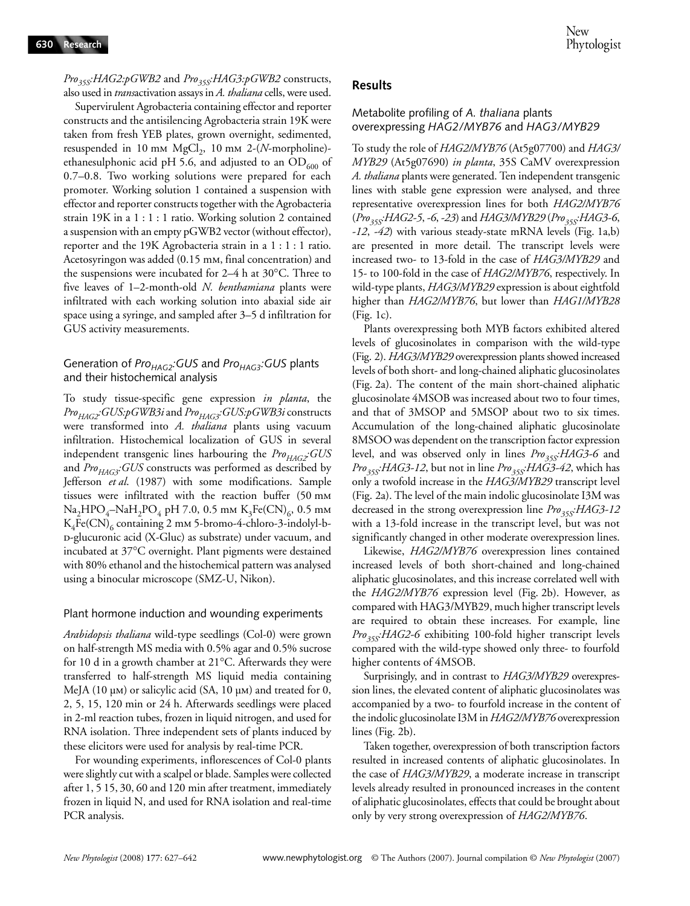$Pro_{35S}$:*HAG2:pGWB2* and $Pro_{35S}$:*HAG3:pGWB2* constructs, also used in *trans*activation assays in *A. thaliana* cells, were used.

Supervirulent Agrobacteria containing effector and reporter constructs and the antisilencing Agrobacteria strain 19K were taken from fresh YEB plates, grown overnight, sedimented, resuspended in 10 mM $MgCl_2$, 10 mM 2-(*N*-morpholine)-ethanesulphonic acid pH 5.6, and adjusted to an $OD_{600}$ of 0.7–0.8. Two working solutions were prepared for each promoter. Working solution 1 contained a suspension with effector and reporter constructs together with the Agrobacteria strain 19K in a 1 : 1 : 1 ratio. Working solution 2 contained a suspension with an empty pGWB2 vector (without effector), reporter and the 19K Agrobacteria strain in a 1 : 1 : 1 ratio. Acetosyringon was added (0.15 mM, final concentration) and the suspensions were incubated for 2–4 h at 30°C. Three to five leaves of 1–2-month-old *N. benthamiana* plants were infiltrated with each working solution into abaxial side air space using a syringe, and sampled after 3–5 d infiltration for GUS activity measurements.

### Generation of $Pro_{HAG2}$:*GUS* and $Pro_{HAG3}$:*GUS* plants and their histochemical analysis

To study tissue-specific gene expression *in planta*, the $Pro_{HAG2}$:*GUS:pGWB3i* and $Pro_{HAG3}$:*GUS:pGWB3i* constructs were transformed into *A. thaliana* plants using vacuum infiltration. Histochemical localization of GUS in several independent transgenic lines harbouring the $Pro_{HAG2}$:*GUS* and $Pro_{HAG3}$:*GUS* constructs was performed as described by Jefferson *et al.* (1987) with some modifications. Sample tissues were infiltrated with the reaction buffer (50 mM $Na_2HPO_4$–$NaH_2PO_4$ pH 7.0, 0.5 mM $K_3Fe(CN)_6$, 0.5 mM $K_4Fe(CN)_6$ containing 2 mM 5-bromo-4-chloro-3-indolyl-b-D-glucuronic acid (X-Gluc) as substrate) under vacuum, and incubated at 37°C overnight. Plant pigments were destained with 80% ethanol and the histochemical pattern was analysed using a binocular microscope (SMZ-U, Nikon).

### Plant hormone induction and wounding experiments

*Arabidopsis thaliana* wild-type seedlings (Col-0) were grown on half-strength MS media with 0.5% agar and 0.5% sucrose for 10 d in a growth chamber at 21°C. Afterwards they were transferred to half-strength MS liquid media containing MeJA (10 μM) or salicylic acid (SA, 10 μM) and treated for 0, 2, 5, 15, 120 min or 24 h. Afterwards seedlings were placed in 2-ml reaction tubes, frozen in liquid nitrogen, and used for RNA isolation. Three independent sets of plants induced by these elicitors were used for analysis by real-time PCR.

For wounding experiments, inflorescences of Col-0 plants were slightly cut with a scalpel or blade. Samples were collected after 1, 5 15, 30, 60 and 120 min after treatment, immediately frozen in liquid N, and used for RNA isolation and real-time PCR analysis.

## Results

### Metabolite profiling of *A. thaliana* plants overexpressing *HAG2/MYB76* and *HAG3/MYB29*

To study the role of *HAG2/MYB76* (At5g07700) and *HAG3/MYB29* (At5g07690) *in planta*, 35S CaMV overexpression *A. thaliana* plants were generated. Ten independent transgenic lines with stable gene expression were analysed, and three representative overexpression lines for both *HAG2/MYB76* ($Pro_{35S}$:*HAG2-5*, *-6*, *-23*) and *HAG3/MYB29* ($Pro_{35S}$:*HAG3-6*, *-12*, *-42*) with various steady-state mRNA levels (Fig. 1a,b) are presented in more detail. The transcript levels were increased two- to 13-fold in the case of *HAG3/MYB29* and 15- to 100-fold in the case of *HAG2/MYB76*, respectively. In wild-type plants, *HAG3/MYB29* expression is about eightfold higher than *HAG2/MYB76*, but lower than *HAG1/MYB28* (Fig. 1c).

Plants overexpressing both MYB factors exhibited altered levels of glucosinolates in comparison with the wild-type (Fig. 2). *HAG3/MYB29* overexpression plants showed increased levels of both short- and long-chained aliphatic glucosinolates (Fig. 2a). The content of the main short-chained aliphatic glucosinolate 4MSOB was increased about two to four times, and that of 3MSOP and 5MSOP about two to six times. Accumulation of the long-chained aliphatic glucosinolate 8MSOO was dependent on the transcription factor expression level, and was observed only in lines $Pro_{35S}$:*HAG3-6* and $Pro_{35S}$:*HAG3-12*, but not in line $Pro_{35S}$:*HAG3-42*, which has only a twofold increase in the *HAG3/MYB29* transcript level (Fig. 2a). The level of the main indolic glucosinolate I3M was decreased in the strong overexpression line $Pro_{35S}$:*HAG3-12* with a 13-fold increase in the transcript level, but was not significantly changed in other moderate overexpression lines.

Likewise, *HAG2/MYB76* overexpression lines contained increased levels of both short-chained and long-chained aliphatic glucosinolates, and this increase correlated well with the *HAG2/MYB76* expression level (Fig. 2b). However, as compared with HAG3/MYB29, much higher transcript levels are required to obtain these increases. For example, line $Pro_{35S}$:*HAG2-6* exhibiting 100-fold higher transcript levels compared with the wild-type showed only three- to fourfold higher contents of 4MSOB.

Surprisingly, and in contrast to *HAG3/MYB29* overexpression lines, the elevated content of aliphatic glucosinolates was accompanied by a two- to fourfold increase in the content of the indolic glucosinolate I3M in *HAG2/MYB76* overexpression lines (Fig. 2b).

Taken together, overexpression of both transcription factors resulted in increased contents of aliphatic glucosinolates. In the case of *HAG3/MYB29*, a moderate increase in transcript levels already resulted in pronounced increases in the content of aliphatic glucosinolates, effects that could be brought about only by very strong overexpression of *HAG2/MYB76*.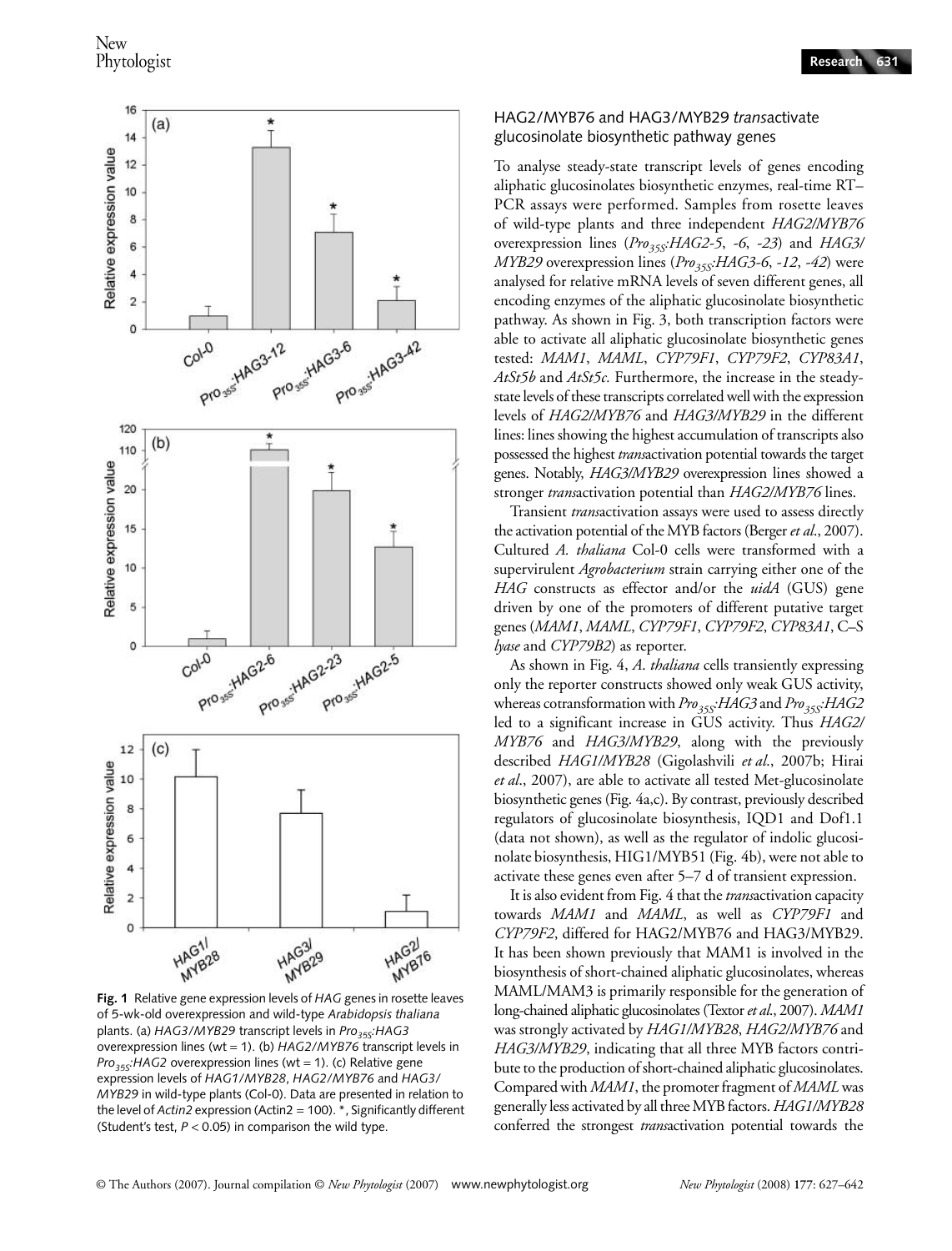**Fig. 1** Relative gene expression levels of *HAG* genes in rosette leaves of 5-wk-old overexpression and wild-type *Arabidopsis thaliana* plants. (a) *HAG3/MYB29* transcript levels in $Pro_{35S}$:*HAG3* overexpression lines (wt = 1). (b) *HAG2/MYB76* transcript levels in $Pro_{35S}$:*HAG2* overexpression lines (wt = 1). (c) Relative gene expression levels of *HAG1/MYB28*, *HAG2/MYB76* and *HAG3/MYB29* in wild-type plants (Col-0). Data are presented in relation to the level of *Actin2* expression (Actin2 = 100). *, Significantly different (Student's test, $P < 0.05$) in comparison the wild type.

## HAG2/MYB76 and HAG3/MYB29 *trans*activate glucosinolate biosynthetic pathway genes

To analyse steady-state transcript levels of genes encoding aliphatic glucosinolates biosynthetic enzymes, real-time RT–PCR assays were performed. Samples from rosette leaves of wild-type plants and three independent *HAG2/MYB76* overexpression lines ($Pro_{35S}$:*HAG2-5*, *-6*, *-23*) and *HAG3/MYB29* overexpression lines ($Pro_{35S}$:*HAG3-6*, *-12*, *-42*) were analysed for relative mRNA levels of seven different genes, all encoding enzymes of the aliphatic glucosinolate biosynthetic pathway. As shown in Fig. 3, both transcription factors were able to activate all aliphatic glucosinolate biosynthetic genes tested: *MAM1*, *MAML*, *CYP79F1*, *CYP79F2*, *CYP83A1*, *AtSt5b* and *AtSt5c*. Furthermore, the increase in the steady-state levels of these transcripts correlated well with the expression levels of *HAG2/MYB76* and *HAG3/MYB29* in the different lines: lines showing the highest accumulation of transcripts also possessed the highest *trans*activation potential towards the target genes. Notably, *HAG3/MYB29* overexpression lines showed a stronger *trans*activation potential than *HAG2/MYB76* lines.

Transient *trans*activation assays were used to assess directly the activation potential of the MYB factors (Berger *et al*., 2007). Cultured *A. thaliana* Col-0 cells were transformed with a supervirulent *Agrobacterium* strain carrying either one of the *HAG* constructs as effector and/or the *uidA* (GUS) gene driven by one of the promoters of different putative target genes (*MAM1*, *MAML*, *CYP79F1*, *CYP79F2*, *CYP83A1*, *C–S lyase* and *CYP79B2*) as reporter.

As shown in Fig. 4, *A. thaliana* cells transiently expressing only the reporter constructs showed only weak GUS activity, whereas cotransformation with $Pro_{35S}$:*HAG3* and $Pro_{35S}$:*HAG2* led to a significant increase in GUS activity. Thus *HAG2/MYB76* and *HAG3/MYB29*, along with the previously described *HAG1/MYB28* (Gigolashvili *et al*., 2007b; Hirai *et al*., 2007), are able to activate all tested Met-glucosinolate biosynthetic genes (Fig. 4a,c). By contrast, previously described regulators of glucosinolate biosynthesis, IQD1 and Dof1.1 (data not shown), as well as the regulator of indolic glucosinolate biosynthesis, HIG1/MYB51 (Fig. 4b), were not able to activate these genes even after 5–7 d of transient expression.

It is also evident from Fig. 4 that the *trans*activation capacity towards *MAM1* and *MAML*, as well as *CYP79F1* and *CYP79F2*, differed for HAG2/MYB76 and HAG3/MYB29. It has been shown previously that MAM1 is involved in the biosynthesis of short-chained aliphatic glucosinolates, whereas MAML/MAM3 is primarily responsible for the generation of long-chained aliphatic glucosinolates (Textor *et al*., 2007). *MAM1* was strongly activated by *HAG1/MYB28*, *HAG2/MYB76* and *HAG3/MYB29*, indicating that all three MYB factors contribute to the production of short-chained aliphatic glucosinolates. Compared with *MAM1*, the promoter fragment of *MAML* was generally less activated by all three MYB factors. *HAG1/MYB28* conferred the strongest *trans*activation potential towards the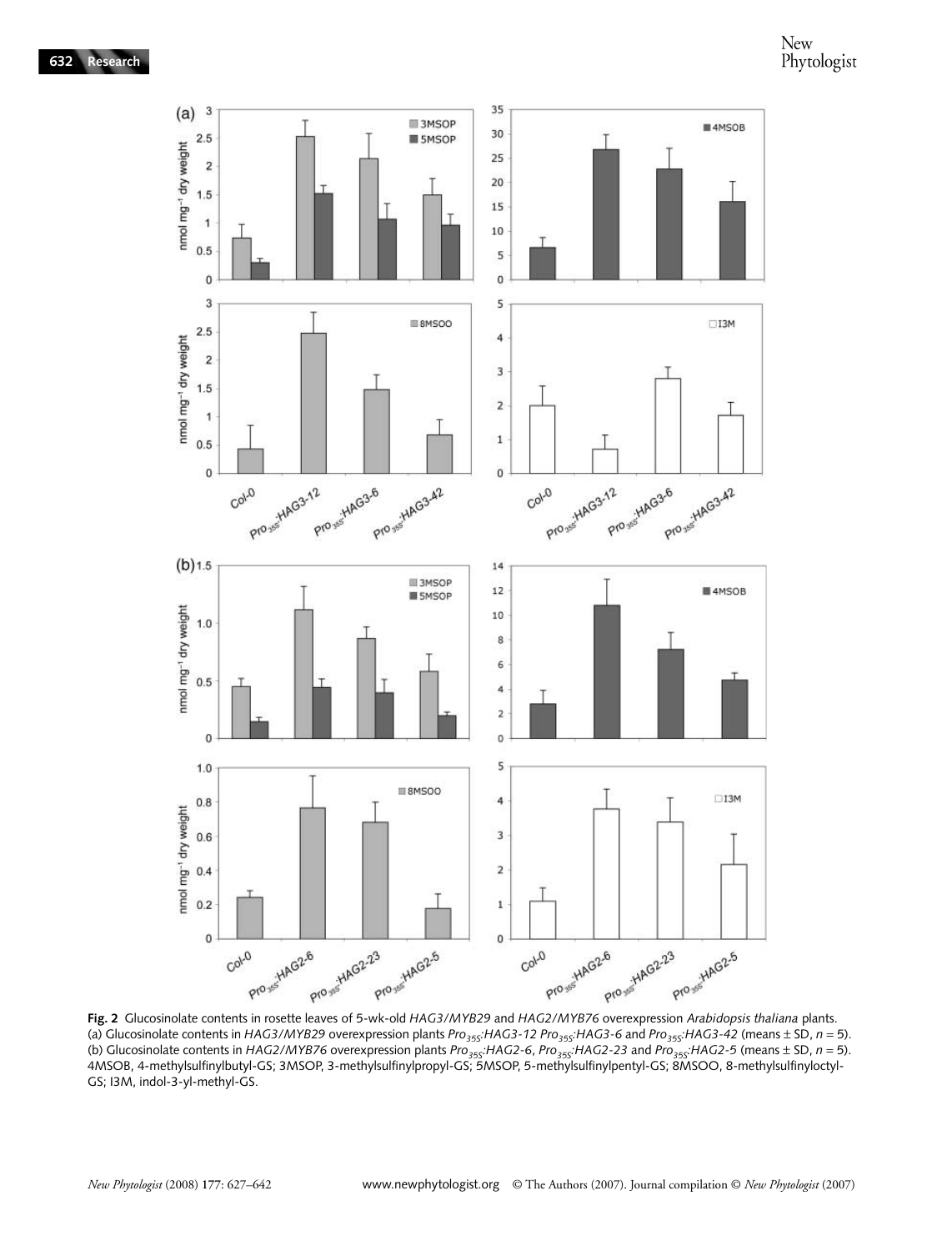**Fig. 2** Glucosinolate contents in rosette leaves of 5-wk-old *HAG3/MYB29* and *HAG2/MYB76* overexpression *Arabidopsis thaliana* plants. (a) Glucosinolate contents in *HAG3/MYB29* overexpression plants $Pro_{35S}$:*HAG3-12* $Pro_{35S}$:*HAG3-6* and $Pro_{35S}$:*HAG3-42* (means ± SD, $n = 5$). (b) Glucosinolate contents in *HAG2/MYB76* overexpression plants $Pro_{35S}$:*HAG2-6*, $Pro_{35S}$:*HAG2-23* and $Pro_{35S}$:*HAG2-5* (means ± SD, $n = 5$). 4MSOB, 4-methylsulfinylbutyl-GS; 3MSOP, 3-methylsulfinylpropyl-GS; 5MSOP, 5-methylsulfinylpentyl-GS; 8MSOO, 8-methylsulfinyloctyl-GS; I3M, indol-3-yl-methyl-GS.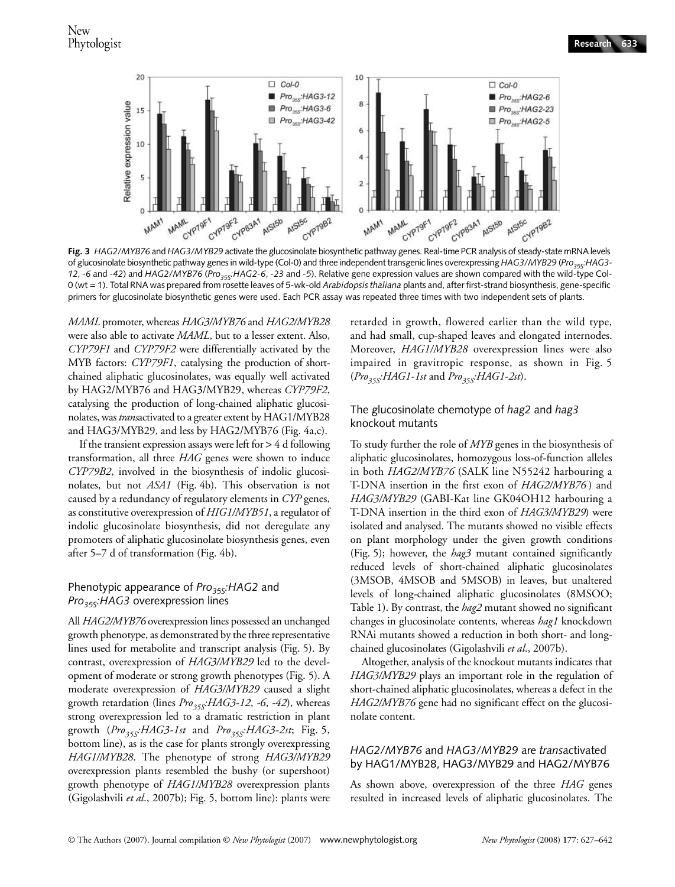**Fig. 3** *HAG2/MYB76* and *HAG3/MYB29* activate the glucosinolate biosynthetic pathway genes. Real-time PCR analysis of steady-state mRNA levels of glucosinolate biosynthetic pathway genes in wild-type (Col-0) and three independent transgenic lines overexpressing *HAG3/MYB29* ($Pro_{35S}$:*HAG3-12*, *-6* and *-42*) and *HAG2/MYB76* ($Pro_{35S}$:*HAG2-6*, *-23* and *-5*). Relative gene expression values are shown compared with the wild-type Col-0 (wt = 1). Total RNA was prepared from rosette leaves of 5-wk-old *Arabidopsis thaliana* plants and, after first-strand biosynthesis, gene-specific primers for glucosinolate biosynthetic genes were used. Each PCR assay was repeated three times with two independent sets of plants.

*MAML* promoter, whereas *HAG3/MYB76* and *HAG2/MYB28* were also able to activate *MAML*, but to a lesser extent. Also, *CYP79F1* and *CYP79F2* were differentially activated by the MYB factors: *CYP79F1*, catalysing the production of short-chained aliphatic glucosinolates, was equally well activated by HAG2/MYB76 and HAG3/MYB29, whereas *CYP79F2*, catalysing the production of long-chained aliphatic glucosinolates, was *trans*activated to a greater extent by HAG1/MYB28 and HAG3/MYB29, and less by HAG2/MYB76 (Fig. 4a,c).

If the transient expression assays were left for > 4 d following transformation, all three *HAG* genes were shown to induce *CYP79B2*, involved in the biosynthesis of indolic glucosinolates, but not *ASA1* (Fig. 4b). This observation is not caused by a redundancy of regulatory elements in *CYP* genes, as constitutive overexpression of *HIG1/MYB51*, a regulator of indolic glucosinolate biosynthesis, did not deregulate any promoters of aliphatic glucosinolate biosynthesis genes, even after 5–7 d of transformation (Fig. 4b).

### Phenotypic appearance of $Pro_{35S}$:*HAG2* and $Pro_{35S}$:*HAG3* overexpression lines

All *HAG2/MYB76* overexpression lines possessed an unchanged growth phenotype, as demonstrated by the three representative lines used for metabolite and transcript analysis (Fig. 5). By contrast, overexpression of *HAG3/MYB29* led to the development of moderate or strong growth phenotypes (Fig. 5). A moderate overexpression of *HAG3/MYB29* caused a slight growth retardation (lines $Pro_{35S}$:*HAG3-12*, *-6*, *-42*), whereas strong overexpression led to a dramatic restriction in plant growth ($Pro_{35S}$:*HAG3-1st* and $Pro_{35S}$:*HAG3-2st*; Fig. 5, bottom line), as is the case for plants strongly overexpressing *HAG1/MYB28*. The phenotype of strong *HAG3/MYB29* overexpression plants resembled the bushy (or supershoot) growth phenotype of *HAG1/MYB28* overexpression plants (Gigolashvili *et al.*, 2007b); Fig. 5, bottom line): plants were retarded in growth, flowered earlier than the wild type, and had small, cup-shaped leaves and elongated internodes. Moreover, *HAG1/MYB28* overexpression lines were also impaired in gravitropic response, as shown in Fig. 5 ($Pro_{35S}$:*HAG1-1st* and $Pro_{35S}$:*HAG1-2st*).

### The glucosinolate chemotype of *hag2* and *hag3* knockout mutants

To study further the role of *MYB* genes in the biosynthesis of aliphatic glucosinolates, homozygous loss-of-function alleles in both *HAG2/MYB76* (SALK line N55242 harbouring a T-DNA insertion in the first exon of *HAG2/MYB76*) and *HAG3/MYB29* (GABI-Kat line GK04OH12 harbouring a T-DNA insertion in the third exon of *HAG3/MYB29*) were isolated and analysed. The mutants showed no visible effects on plant morphology under the given growth conditions (Fig. 5); however, the *hag3* mutant contained significantly reduced levels of short-chained aliphatic glucosinolates (3MSOB, 4MSOB and 5MSOB) in leaves, but unaltered levels of long-chained aliphatic glucosinolates (8MSOO; Table 1). By contrast, the *hag2* mutant showed no significant changes in glucosinolate contents, whereas *hag1* knockdown RNAi mutants showed a reduction in both short- and long-chained glucosinolates (Gigolashvili *et al.*, 2007b).

Altogether, analysis of the knockout mutants indicates that *HAG3/MYB29* plays an important role in the regulation of short-chained aliphatic glucosinolates, whereas a defect in the *HAG2/MYB76* gene had no significant effect on the glucosinolate content.

### *HAG2/MYB76* and *HAG3/MYB29* are *trans*activated by HAG1/MYB28, HAG3/MYB29 and HAG2/MYB76

As shown above, overexpression of the three *HAG* genes resulted in increased levels of aliphatic glucosinolates. The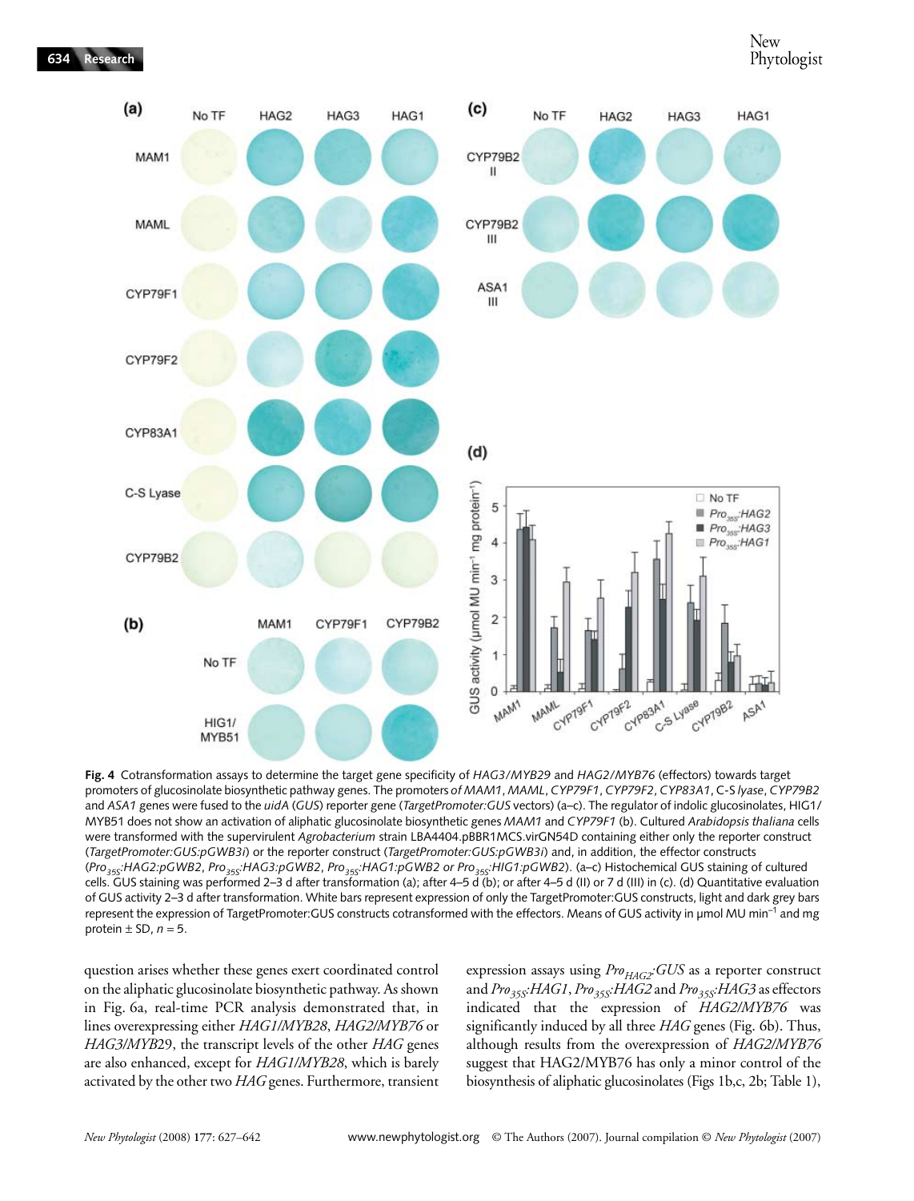**Fig. 4** Cotransformation assays to determine the target gene specificity of *HAG3/MYB29* and *HAG2/MYB76* (effectors) towards target promoters of glucosinolate biosynthetic pathway genes. The promoters of *MAM1*, *MAML*, *CYP79F1*, *CYP79F2*, *CYP83A1*, C-S *lyase*, *CYP79B2* and *ASA1* genes were fused to the *uidA* (*GUS*) reporter gene (*TargetPromoter:GUS* vectors) (a–c). The regulator of indolic glucosinolates, HIG1/MYB51 does not show an activation of aliphatic glucosinolate biosynthetic genes *MAM1* and *CYP79F1* (b). Cultured *Arabidopsis thaliana* cells were transformed with the supervirulent *Agrobacterium* strain LBA4404.pBBR1MCS.virGN54D containing either only the reporter construct (*TargetPromoter:GUS:pGWB3i*) or the reporter construct (*TargetPromoter:GUS:pGWB3i*) and, in addition, the effector constructs ($Pro_{35S}$*:HAG2:pGWB2*, $Pro_{35S}$*:HAG3:pGWB2*, $Pro_{35S}$*:HAG1:pGWB2 or* $Pro_{35S}$*:HIG1:pGWB2*). (a–c) Histochemical GUS staining of cultured cells. GUS staining was performed 2–3 d after transformation (a); after 4–5 d (b); or after 4–5 d (II) or 7 d (III) in (c). (d) Quantitative evaluation of GUS activity 2–3 d after transformation. White bars represent expression of only the TargetPromoter:GUS constructs, light and dark grey bars represent the expression of TargetPromoter:GUS constructs cotransformed with the effectors. Means of GUS activity in µmol MU $min^{-1}$ and mg protein ± SD, $n = 5$.

question arises whether these genes exert coordinated control on the aliphatic glucosinolate biosynthetic pathway. As shown in Fig. 6a, real-time PCR analysis demonstrated that, in lines overexpressing either *HAG1/MYB28*, *HAG2/MYB76* or *HAG3/MYB29*, the transcript levels of the other *HAG* genes are also enhanced, except for *HAG1/MYB28*, which is barely activated by the other two *HAG* genes. Furthermore, transient expression assays using $Pro_{HAG2}$*:GUS* as a reporter construct and $Pro_{35S}$*:HAG1*, $Pro_{35S}$*:HAG2* and $Pro_{35S}$*:HAG3* as effectors indicated that the expression of *HAG2/MYB76* was significantly induced by all three *HAG* genes (Fig. 6b). Thus, although results from the overexpression of *HAG2/MYB76* suggest that HAG2/MYB76 has only a minor control of the biosynthesis of aliphatic glucosinolates (Figs 1b,c, 2b; Table 1),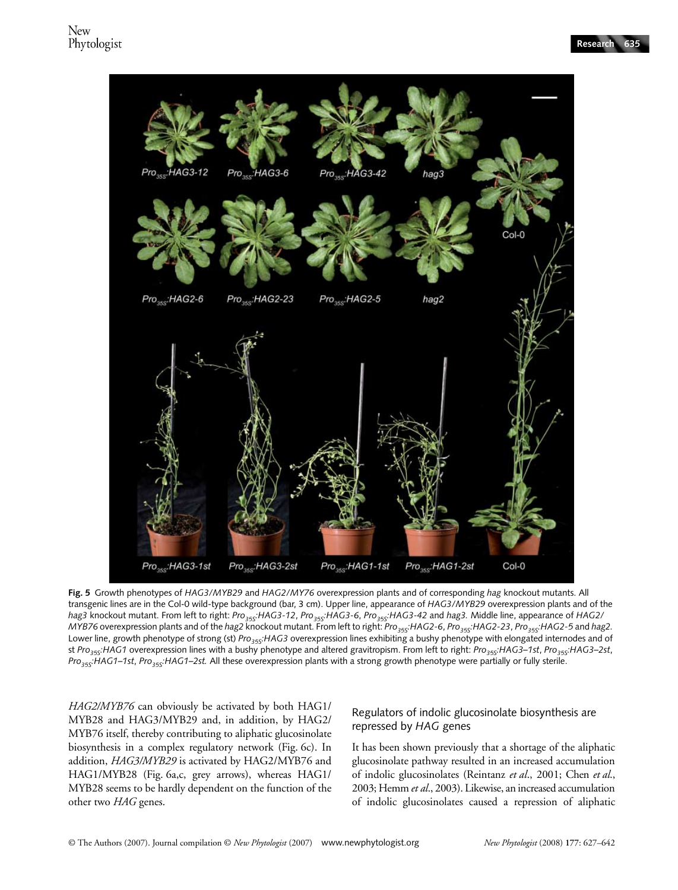**Fig. 5** Growth phenotypes of *HAG3/MYB29* and *HAG2/MY76* overexpression plants and of corresponding *hag* knockout mutants. All transgenic lines are in the Col-0 wild-type background (bar, 3 cm). Upper line, appearance of *HAG3/MYB29* overexpression plants and of the *hag3* knockout mutant. From left to right: $Pro_{35S}$*:HAG3-12*, $Pro_{35S}$*:HAG3-6*, $Pro_{35S}$*:HAG3-42* and *hag3.* Middle line, appearance of *HAG2/MYB76* overexpression plants and of the *hag2* knockout mutant. From left to right: $Pro_{35S}$*:HAG2-6*, $Pro_{35S}$*:HAG2-23*, $Pro_{35S}$*:HAG2-5* and *hag2.* Lower line, growth phenotype of strong (st) $Pro_{35S}$*:HAG3* overexpression lines exhibiting a bushy phenotype with elongated internodes and of st $Pro_{35S}$*:HAG1* overexpression lines with a bushy phenotype and altered gravitropism. From left to right: $Pro_{35S}$*:HAG3–1st*, $Pro_{35S}$*:HAG3–2st*, $Pro_{35S}$*:HAG1–1st*, $Pro_{35S}$*:HAG1–2st.* All these overexpression plants with a strong growth phenotype were partially or fully sterile.

*HAG2/MYB76* can obviously be activated by both HAG1/MYB28 and HAG3/MYB29 and, in addition, by HAG2/MYB76 itself, thereby contributing to aliphatic glucosinolate biosynthesis in a complex regulatory network (Fig. 6c). In addition, *HAG3/MYB29* is activated by HAG2/MYB76 and HAG1/MYB28 (Fig. 6a,c, grey arrows), whereas HAG1/MYB28 seems to be hardly dependent on the function of the other two *HAG* genes.

## Regulators of indolic glucosinolate biosynthesis are repressed by *HAG* genes

It has been shown previously that a shortage of the aliphatic glucosinolate pathway resulted in an increased accumulation of indolic glucosinolates (Reintanz *et al*., 2001; Chen *et al*., 2003; Hemm *et al*., 2003). Likewise, an increased accumulation of indolic glucosinolates caused a repression of aliphatic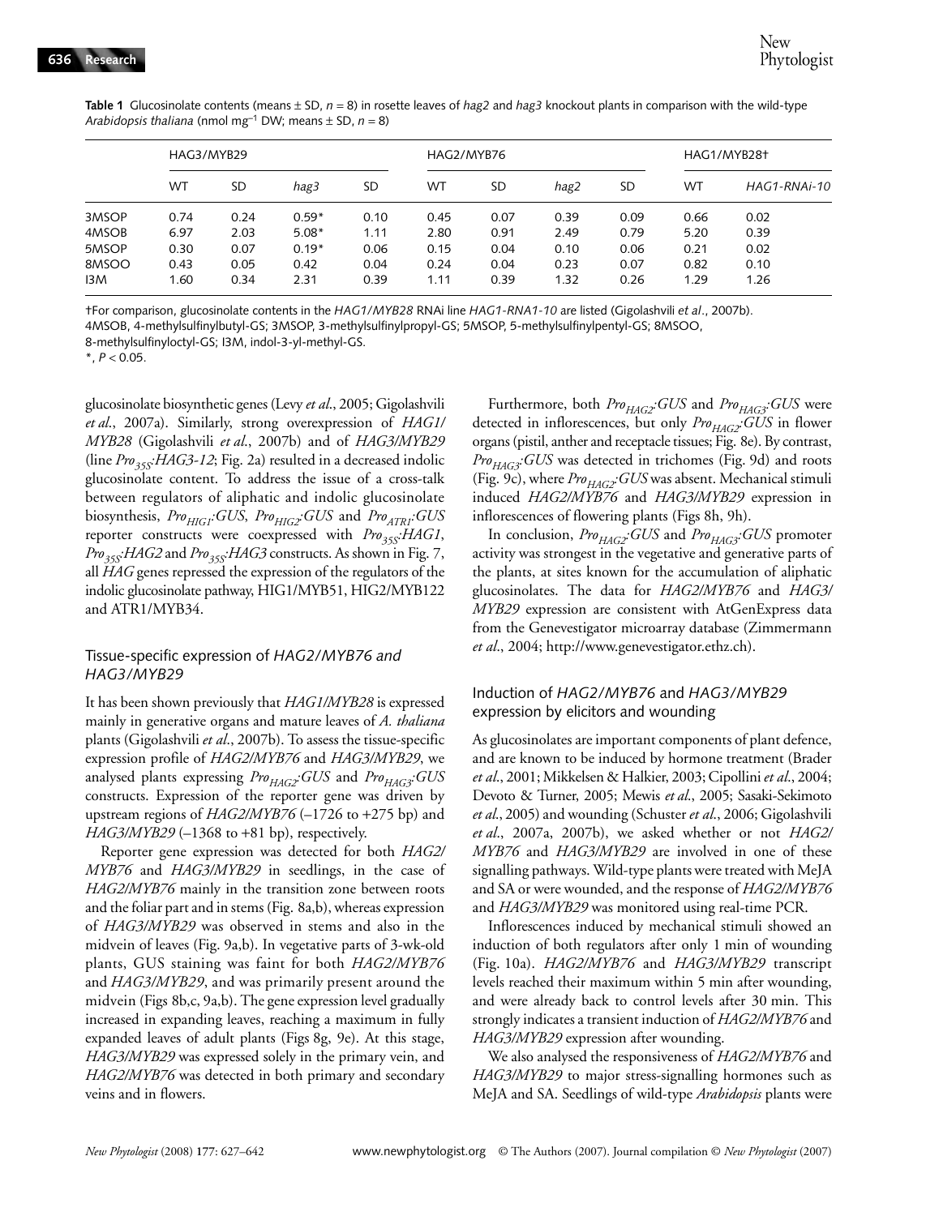**Table 1** Glucosinolate contents (means ± SD, $n = 8$) in rosette leaves of *hag2* and *hag3* knockout plants in comparison with the wild-type *Arabidopsis thaliana* (nmol mg[−1] DW; means ± SD, $n = 8$)

| | HAG3/MYB29 | | | | HAG2/MYB76 | | | | HAG1/MYB28† | |
|---|---|---|---|---|---|---|---|---|---|---|
| | WT | SD | *hag3* | SD | WT | SD | *hag2* | SD | WT | *HAG1-RNAi-10* |
| 3MSOP | 0.74 | 0.24 | 0.59* | 0.10 | 0.45 | 0.07 | 0.39 | 0.09 | 0.66 | 0.02 |
| 4MSOB | 6.97 | 2.03 | 5.08* | 1.11 | 2.80 | 0.91 | 2.49 | 0.79 | 5.20 | 0.39 |
| 5MSOP | 0.30 | 0.07 | 0.19* | 0.06 | 0.15 | 0.04 | 0.10 | 0.06 | 0.21 | 0.02 |
| 8MSOO | 0.43 | 0.05 | 0.42 | 0.04 | 0.24 | 0.04 | 0.23 | 0.07 | 0.82 | 0.10 |
| I3M | 1.60 | 0.34 | 2.31 | 0.39 | 1.11 | 0.39 | 1.32 | 0.26 | 1.29 | 1.26 |

†For comparison, glucosinolate contents in the *HAG1/MYB28* RNAi line *HAG1-RNA1-10* are listed (Gigolashvili *et al*., 2007b).
4MSOB, 4-methylsulfinylbutyl-GS; 3MSOP, 3-methylsulfinylpropyl-GS; 5MSOP, 5-methylsulfinylpentyl-GS; 8MSOO, 8-methylsulfinyloctyl-GS; I3M, indol-3-yl-methyl-GS.
*, $P < 0.05$.

glucosinolate biosynthetic genes (Levy *et al*., 2005; Gigolashvili *et al*., 2007a). Similarly, strong overexpression of *HAG1/MYB28* (Gigolashvili *et al*., 2007b) and of *HAG3/MYB29* (line $Pro_{35S}$:*HAG3-12*; Fig. 2a) resulted in a decreased indolic glucosinolate content. To address the issue of a cross-talk between regulators of aliphatic and indolic glucosinolate biosynthesis, $Pro_{HIG1}$:*GUS*, $Pro_{HIG2}$:*GUS* and $Pro_{ATR1}$:*GUS* reporter constructs were coexpressed with $Pro_{35S}$:*HAG1*, $Pro_{35S}$:*HAG2* and $Pro_{35S}$:*HAG3* constructs. As shown in Fig. 7, all *HAG* genes repressed the expression of the regulators of the indolic glucosinolate pathway, HIG1/MYB51, HIG2/MYB122 and ATR1/MYB34.

## Tissue-specific expression of *HAG2/MYB76 and HAG3/MYB29*

It has been shown previously that *HAG1/MYB28* is expressed mainly in generative organs and mature leaves of *A. thaliana* plants (Gigolashvili *et al*., 2007b). To assess the tissue-specific expression profile of *HAG2/MYB76* and *HAG3/MYB29*, we analysed plants expressing $Pro_{HAG2}$:*GUS* and $Pro_{HAG3}$:*GUS* constructs. Expression of the reporter gene was driven by upstream regions of *HAG2/MYB76* (–1726 to +275 bp) and *HAG3/MYB29* (–1368 to +81 bp), respectively.

Reporter gene expression was detected for both *HAG2/MYB76* and *HAG3/MYB29* in seedlings, in the case of *HAG2/MYB76* mainly in the transition zone between roots and the foliar part and in stems (Fig. 8a,b), whereas expression of *HAG3/MYB29* was observed in stems and also in the midvein of leaves (Fig. 9a,b). In vegetative parts of 3-wk-old plants, GUS staining was faint for both *HAG2/MYB76* and *HAG3/MYB29*, and was primarily present around the midvein (Figs 8b,c, 9a,b). The gene expression level gradually increased in expanding leaves, reaching a maximum in fully expanded leaves of adult plants (Figs 8g, 9e). At this stage, *HAG3/MYB29* was expressed solely in the primary vein, and *HAG2/MYB76* was detected in both primary and secondary veins and in flowers.

Furthermore, both $Pro_{HAG2}$:*GUS* and $Pro_{HAG3}$:*GUS* were detected in inflorescences, but only $Pro_{HAG2}$:*GUS* in flower organs (pistil, anther and receptacle tissues; Fig. 8e). By contrast, $Pro_{HAG3}$:*GUS* was detected in trichomes (Fig. 9d) and roots (Fig. 9c), where $Pro_{HAG2}$:*GUS* was absent. Mechanical stimuli induced *HAG2/MYB76* and *HAG3/MYB29* expression in inflorescences of flowering plants (Figs 8h, 9h).

In conclusion, $Pro_{HAG2}$:*GUS* and $Pro_{HAG3}$:*GUS* promoter activity was strongest in the vegetative and generative parts of the plants, at sites known for the accumulation of aliphatic glucosinolates. The data for *HAG2/MYB76* and *HAG3/MYB29* expression are consistent with AtGenExpress data from the Genevestigator microarray database (Zimmermann *et al*., 2004; http://www.genevestigator.ethz.ch).

## Induction of *HAG2/MYB76* and *HAG3/MYB29* expression by elicitors and wounding

As glucosinolates are important components of plant defence, and are known to be induced by hormone treatment (Brader *et al*., 2001; Mikkelsen & Halkier, 2003; Cipollini *et al*., 2004; Devoto & Turner, 2005; Mewis *et al*., 2005; Sasaki-Sekimoto *et al*., 2005) and wounding (Schuster *et al*., 2006; Gigolashvili *et al*., 2007a, 2007b), we asked whether or not *HAG2/MYB76* and *HAG3/MYB29* are involved in one of these signalling pathways. Wild-type plants were treated with MeJA and SA or were wounded, and the response of *HAG2/MYB76* and *HAG3/MYB29* was monitored using real-time PCR.

Inflorescences induced by mechanical stimuli showed an induction of both regulators after only 1 min of wounding (Fig. 10a). *HAG2/MYB76* and *HAG3/MYB29* transcript levels reached their maximum within 5 min after wounding, and were already back to control levels after 30 min. This strongly indicates a transient induction of *HAG2/MYB76* and *HAG3/MYB29* expression after wounding.

We also analysed the responsiveness of *HAG2/MYB76* and *HAG3/MYB29* to major stress-signalling hormones such as MeJA and SA. Seedlings of wild-type *Arabidopsis* plants were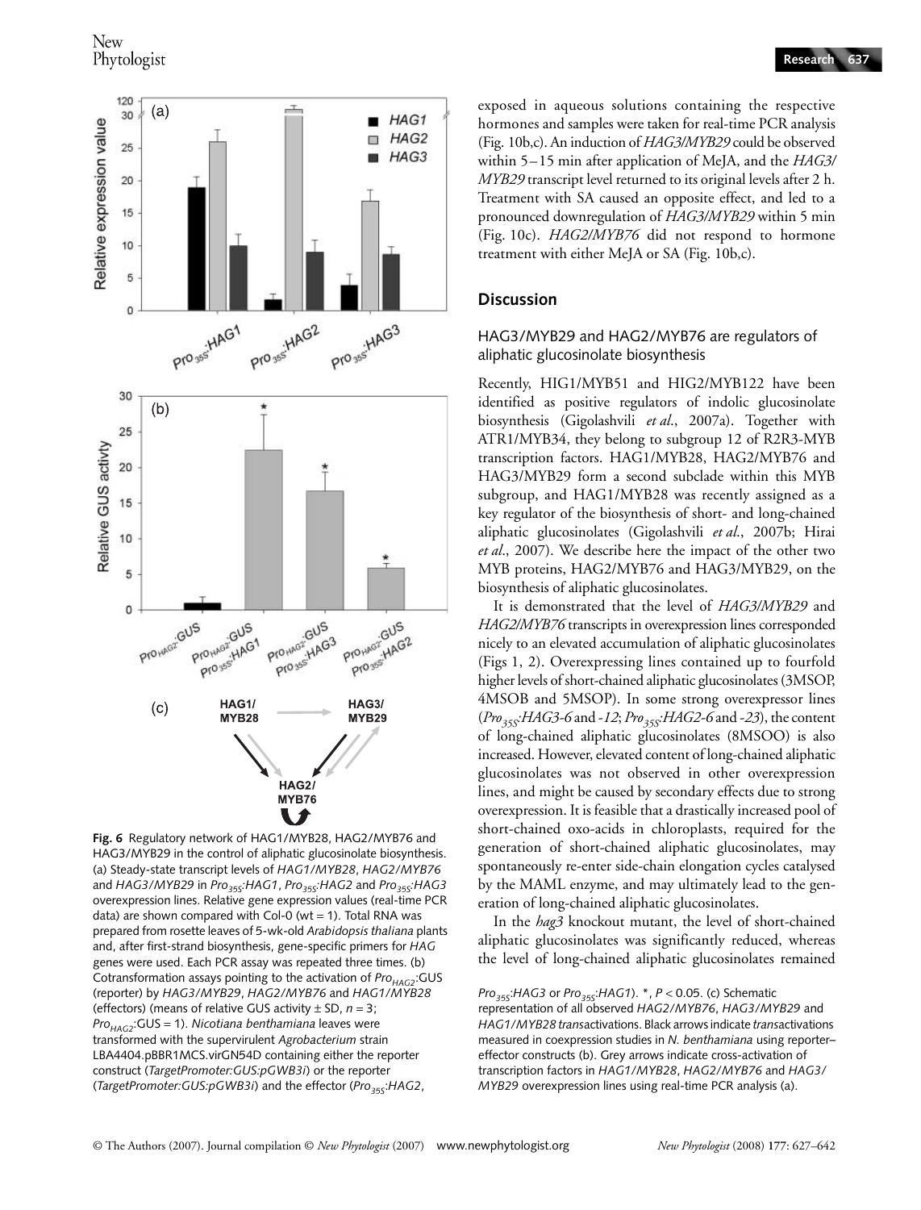**Fig. 6** Regulatory network of HAG1/MYB28, HAG2/MYB76 and HAG3/MYB29 in the control of aliphatic glucosinolate biosynthesis. (a) Steady-state transcript levels of *HAG1/MYB28*, *HAG2/MYB76* and *HAG3/MYB29* in $Pro_{35S}$:*HAG1*, $Pro_{35S}$:*HAG2* and $Pro_{35S}$:*HAG3* overexpression lines. Relative gene expression values (real-time PCR data) are shown compared with Col-0 (wt = 1). Total RNA was prepared from rosette leaves of 5-wk-old *Arabidopsis thaliana* plants and, after first-strand biosynthesis, gene-specific primers for *HAG* genes were used. Each PCR assay was repeated three times. (b) Cotransformation assays pointing to the activation of $Pro_{HAG2}$:GUS (reporter) by *HAG3/MYB29*, *HAG2/MYB76* and *HAG1/MYB28* (effectors) (means of relative GUS activity ± SD, $n = 3$; $Pro_{HAG2}$:GUS = 1). *Nicotiana benthamiana* leaves were transformed with the supervirulent *Agrobacterium* strain LBA4404.pBBR1MCS.virGN54D containing either the reporter construct (*TargetPromoter:GUS:pGWB3i*) or the reporter (*TargetPromoter:GUS:pGWB3i*) and the effector ($Pro_{35S}$:*HAG2*, $Pro_{35S}$:*HAG3* or $Pro_{35S}$:*HAG1*). *, $P < 0.05$. (c) Schematic representation of all observed *HAG2/MYB76*, *HAG3/MYB29* and *HAG1/MYB28* *trans*activations. Black arrows indicate *trans*activations measured in coexpression studies in *N. benthamiana* using reporter–effector constructs (b). Grey arrows indicate cross-activation of transcription factors in *HAG1/MYB28*, *HAG2/MYB76* and *HAG3/MYB29* overexpression lines using real-time PCR analysis (a).

exposed in aqueous solutions containing the respective hormones and samples were taken for real-time PCR analysis (Fig. 10b,c). An induction of *HAG3/MYB29* could be observed within 5–15 min after application of MeJA, and the *HAG3/MYB29* transcript level returned to its original levels after 2 h. Treatment with SA caused an opposite effect, and led to a pronounced downregulation of *HAG3/MYB29* within 5 min (Fig. 10c). *HAG2/MYB76* did not respond to hormone treatment with either MeJA or SA (Fig. 10b,c).

## Discussion

### HAG3/MYB29 and HAG2/MYB76 are regulators of aliphatic glucosinolate biosynthesis

Recently, HIG1/MYB51 and HIG2/MYB122 have been identified as positive regulators of indolic glucosinolate biosynthesis (Gigolashvili *et al*., 2007a). Together with ATR1/MYB34, they belong to subgroup 12 of R2R3-MYB transcription factors. HAG1/MYB28, HAG2/MYB76 and HAG3/MYB29 form a second subclade within this MYB subgroup, and HAG1/MYB28 was recently assigned as a key regulator of the biosynthesis of short- and long-chained aliphatic glucosinolates (Gigolashvili *et al*., 2007b; Hirai *et al*., 2007). We describe here the impact of the other two MYB proteins, HAG2/MYB76 and HAG3/MYB29, on the biosynthesis of aliphatic glucosinolates.

It is demonstrated that the level of *HAG3/MYB29* and *HAG2/MYB76* transcripts in overexpression lines corresponded nicely to an elevated accumulation of aliphatic glucosinolates (Figs 1, 2). Overexpressing lines contained up to fourfold higher levels of short-chained aliphatic glucosinolates (3MSOP, 4MSOB and 5MSOP). In some strong overexpressor lines ($Pro_{35S}$:*HAG3-6* and *-12*; $Pro_{35S}$:*HAG2-6* and *-23*), the content of long-chained aliphatic glucosinolates (8MSOO) is also increased. However, elevated content of long-chained aliphatic glucosinolates was not observed in other overexpression lines, and might be caused by secondary effects due to strong overexpression. It is feasible that a drastically increased pool of short-chained oxo-acids in chloroplasts, required for the generation of short-chained aliphatic glucosinolates, may spontaneously re-enter side-chain elongation cycles catalysed by the MAML enzyme, and may ultimately lead to the generation of long-chained aliphatic glucosinolates.

In the *hag3* knockout mutant, the level of short-chained aliphatic glucosinolates was significantly reduced, whereas the level of long-chained aliphatic glucosinolates remained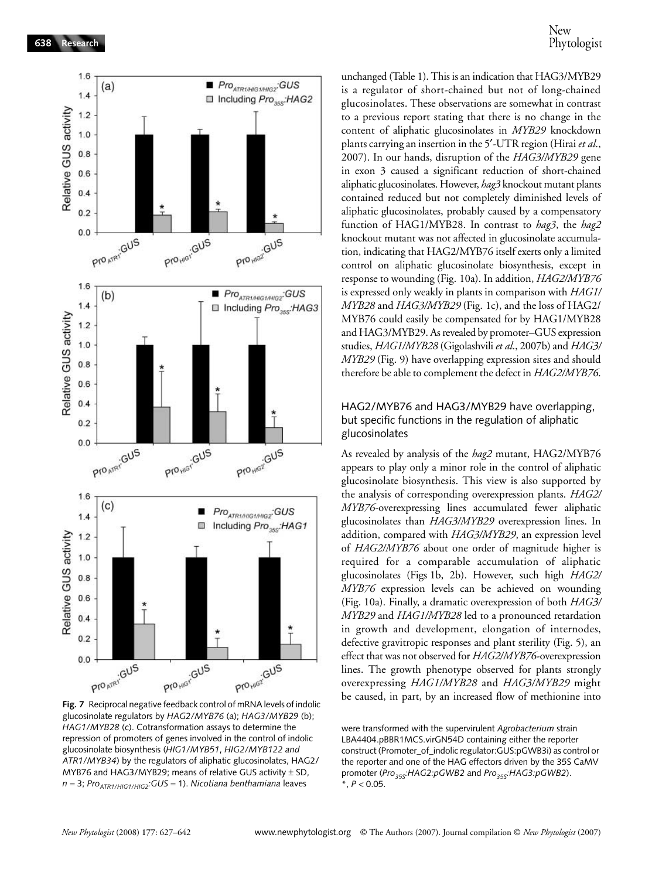**Fig. 7** Reciprocal negative feedback control of mRNA levels of indolic glucosinolate regulators by *HAG2/MYB76* (a); *HAG3/MYB29* (b); *HAG1/MYB28* (c). Cotransformation assays to determine the repression of promoters of genes involved in the control of indolic glucosinolate biosynthesis (*HIG1/MYB51*, *HIG2/MYB122 and ATR1/MYB34*) by the regulators of aliphatic glucosinolates, HAG2/MYB76 and HAG3/MYB29; means of relative GUS activity ± SD, $n = 3$; $Pro_{ATR1/HIG1/HIG2}$:*GUS* = 1). *Nicotiana benthamiana* leaves were transformed with the supervirulent *Agrobacterium* strain LBA4404.pBBR1MCS.virGN54D containing either the reporter construct (Promoter_of_indolic regulator:GUS:pGWB3i) as control or the reporter and one of the HAG effectors driven by the 35S CaMV promoter ($Pro_{35S}$:*HAG2:pGWB2* and $Pro_{35S}$:*HAG3:pGWB2*). *, $P < 0.05$.

unchanged (Table 1). This is an indication that HAG3/MYB29 is a regulator of short-chained but not of long-chained glucosinolates. These observations are somewhat in contrast to a previous report stating that there is no change in the content of aliphatic glucosinolates in *MYB29* knockdown plants carrying an insertion in the 5′-UTR region (Hirai *et al.*, 2007). In our hands, disruption of the *HAG3/MYB29* gene in exon 3 caused a significant reduction of short-chained aliphatic glucosinolates. However, *hag3* knockout mutant plants contained reduced but not completely diminished levels of aliphatic glucosinolates, probably caused by a compensatory function of HAG1/MYB28. In contrast to *hag3*, the *hag2* knockout mutant was not affected in glucosinolate accumulation, indicating that HAG2/MYB76 itself exerts only a limited control on aliphatic glucosinolate biosynthesis, except in response to wounding (Fig. 10a). In addition, *HAG2/MYB76* is expressed only weakly in plants in comparison with *HAG1/MYB28* and *HAG3/MYB29* (Fig. 1c), and the loss of HAG2/MYB76 could easily be compensated for by HAG1/MYB28 and HAG3/MYB29. As revealed by promoter–GUS expression studies, *HAG1/MYB28* (Gigolashvili *et al.*, 2007b) and *HAG3/MYB29* (Fig. 9) have overlapping expression sites and should therefore be able to complement the defect in *HAG2/MYB76*.

## HAG2/MYB76 and HAG3/MYB29 have overlapping, but specific functions in the regulation of aliphatic glucosinolates

As revealed by analysis of the *hag2* mutant, HAG2/MYB76 appears to play only a minor role in the control of aliphatic glucosinolate biosynthesis. This view is also supported by the analysis of corresponding overexpression plants. *HAG2/MYB76*-overexpressing lines accumulated fewer aliphatic glucosinolates than *HAG3/MYB29* overexpression lines. In addition, compared with *HAG3/MYB29*, an expression level of *HAG2/MYB76* about one order of magnitude higher is required for a comparable accumulation of aliphatic glucosinolates (Figs 1b, 2b). However, such high *HAG2/MYB76* expression levels can be achieved on wounding (Fig. 10a). Finally, a dramatic overexpression of both *HAG3/MYB29* and *HAG1/MYB28* led to a pronounced retardation in growth and development, elongation of internodes, defective gravitropic responses and plant sterility (Fig. 5), an effect that was not observed for *HAG2/MYB76*-overexpression lines. The growth phenotype observed for plants strongly overexpressing *HAG1/MYB28* and *HAG3/MYB29* might be caused, in part, by an increased flow of methionine into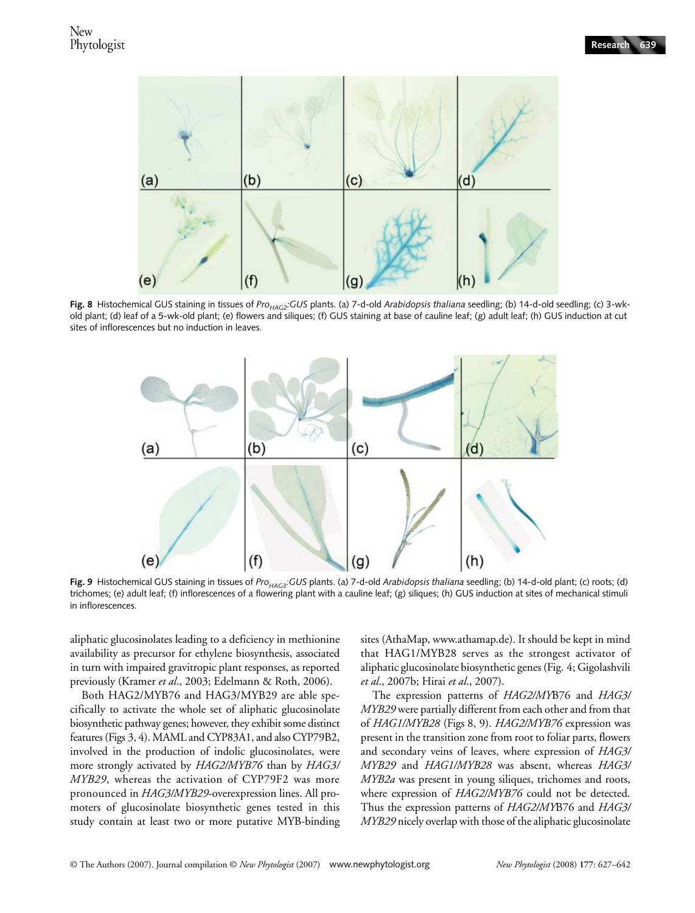**Fig. 8** Histochemical GUS staining in tissues of $Pro_{HAG2}$:*GUS* plants. (a) 7-d-old *Arabidopsis thaliana* seedling; (b) 14-d-old seedling; (c) 3-wk-old plant; (d) leaf of a 5-wk-old plant; (e) flowers and siliques; (f) GUS staining at base of cauline leaf; (g) adult leaf; (h) GUS induction at cut sites of inflorescences but no induction in leaves.

**Fig. 9** Histochemical GUS staining in tissues of $Pro_{HAG3}$:*GUS* plants. (a) 7-d-old *Arabidopsis thaliana* seedling; (b) 14-d-old plant; (c) roots; (d) trichomes; (e) adult leaf; (f) inflorescences of a flowering plant with a cauline leaf; (g) siliques; (h) GUS induction at sites of mechanical stimuli in inflorescences.

aliphatic glucosinolates leading to a deficiency in methionine availability as precursor for ethylene biosynthesis, associated in turn with impaired gravitropic plant responses, as reported previously (Kramer *et al*., 2003; Edelmann & Roth, 2006).

Both HAG2/MYB76 and HAG3/MYB29 are able specifically to activate the whole set of aliphatic glucosinolate biosynthetic pathway genes; however, they exhibit some distinct features (Figs 3, 4). MAML and CYP83A1, and also CYP79B2, involved in the production of indolic glucosinolates, were more strongly activated by *HAG2/MYB76* than by *HAG3/MYB29*, whereas the activation of CYP79F2 was more pronounced in *HAG3/MYB29*-overexpression lines. All promoters of glucosinolate biosynthetic genes tested in this study contain at least two or more putative MYB-binding sites (AthaMap, www.athamap.de). It should be kept in mind that HAG1/MYB28 serves as the strongest activator of aliphatic glucosinolate biosynthetic genes (Fig. 4; Gigolashvili *et al*., 2007b; Hirai *et al*., 2007).

The expression patterns of *HAG2/MY*B76 and *HAG3/MYB29* were partially different from each other and from that of *HAG1/MYB28* (Figs 8, 9). *HAG2/MYB76* expression was present in the transition zone from root to foliar parts, flowers and secondary veins of leaves, where expression of *HAG3/MYB29* and *HAG1/MYB28* was absent, whereas *HAG3/MYB2a* was present in young siliques, trichomes and roots, where expression of *HAG2/MYB76* could not be detected. Thus the expression patterns of *HAG2/MY*B76 and *HAG3/MYB29* nicely overlap with those of the aliphatic glucosinolate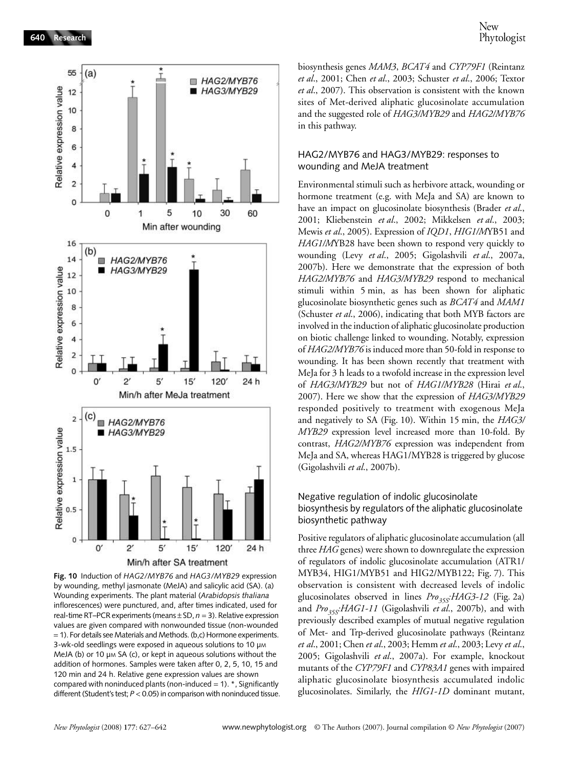**Fig. 10** Induction of *HAG2/MYB76* and *HAG3/MYB29* expression by wounding, methyl jasmonate (MeJA) and salicylic acid (SA). (a) Wounding experiments. The plant material (*Arabidopsis thaliana* inflorescences) were punctured, and, after times indicated, used for real-time RT–PCR experiments (means ± SD, $n = 3$). Relative expression values are given compared with nonwounded tissue (non-wounded = 1). For details see Materials and Methods. (b,c) Hormone experiments. 3-wk-old seedlings were exposed in aqueous solutions to 10 μM MeJA (b) or 10 μM SA (c), or kept in aqueous solutions without the addition of hormones. Samples were taken after 0, 2, 5, 10, 15 and 120 min and 24 h. Relative gene expression values are shown compared with noninduced plants (non-induced = 1). *, Significantly different (Student's test; $P < 0.05$) in comparison with noninduced tissue.

biosynthesis genes *MAM3*, *BCAT4* and *CYP79F1* (Reintanz *et al.*, 2001; Chen *et al.*, 2003; Schuster *et al.*, 2006; Textor *et al.*, 2007). This observation is consistent with the known sites of Met-derived aliphatic glucosinolate accumulation and the suggested role of *HAG3/MYB29* and *HAG2/MYB76* in this pathway.

### HAG2/MYB76 and HAG3/MYB29: responses to wounding and MeJA treatment

Environmental stimuli such as herbivore attack, wounding or hormone treatment (e.g. with MeJa and SA) are known to have an impact on glucosinolate biosynthesis (Brader *et al.*, 2001; Kliebenstein *et al.*, 2002; Mikkelsen *et al.*, 2003; Mewis *et al.*, 2005). Expression of *IQD1*, *HIG1/MYB51* and *HAG1/MYB28* have been shown to respond very quickly to wounding (Levy *et al.*, 2005; Gigolashvili *et al.*, 2007a, 2007b). Here we demonstrate that the expression of both *HAG2/MYB76* and *HAG3/MYB29* respond to mechanical stimuli within 5 min, as has been shown for aliphatic glucosinolate biosynthetic genes such as *BCAT4* and *MAM1* (Schuster *et al.*, 2006), indicating that both MYB factors are involved in the induction of aliphatic glucosinolate production on biotic challenge linked to wounding. Notably, expression of *HAG2/MYB76* is induced more than 50-fold in response to wounding. It has been shown recently that treatment with MeJa for 3 h leads to a twofold increase in the expression level of *HAG3/MYB29* but not of *HAG1/MYB28* (Hirai *et al.*, 2007). Here we show that the expression of *HAG3/MYB29* responded positively to treatment with exogenous MeJa and negatively to SA (Fig. 10). Within 15 min, the *HAG3/MYB29* expression level increased more than 10-fold. By contrast, *HAG2/MYB76* expression was independent from MeJa and SA, whereas HAG1/MYB28 is triggered by glucose (Gigolashvili *et al.*, 2007b).

### Negative regulation of indolic glucosinolate biosynthesis by regulators of the aliphatic glucosinolate biosynthetic pathway

Positive regulators of aliphatic glucosinolate accumulation (all three *HAG* genes) were shown to downregulate the expression of regulators of indolic glucosinolate accumulation (ATR1/MYB34, HIG1/MYB51 and HIG2/MYB122; Fig. 7). This observation is consistent with decreased levels of indolic glucosinolates observed in lines $Pro_{35S}$:*HAG3-12* (Fig. 2a) and $Pro_{35S}$:*HAG1-11* (Gigolashvili *et al.*, 2007b), and with previously described examples of mutual negative regulation of Met- and Trp-derived glucosinolate pathways (Reintanz *et al.*, 2001; Chen *et al.*, 2003; Hemm *et al.*, 2003; Levy *et al.*, 2005; Gigolashvili *et al.*, 2007a). For example, knockout mutants of the *CYP79F1* and *CYP83A1* genes with impaired aliphatic glucosinolate biosynthesis accumulated indolic glucosinolates. Similarly, the *HIG1-1D* dominant mutant,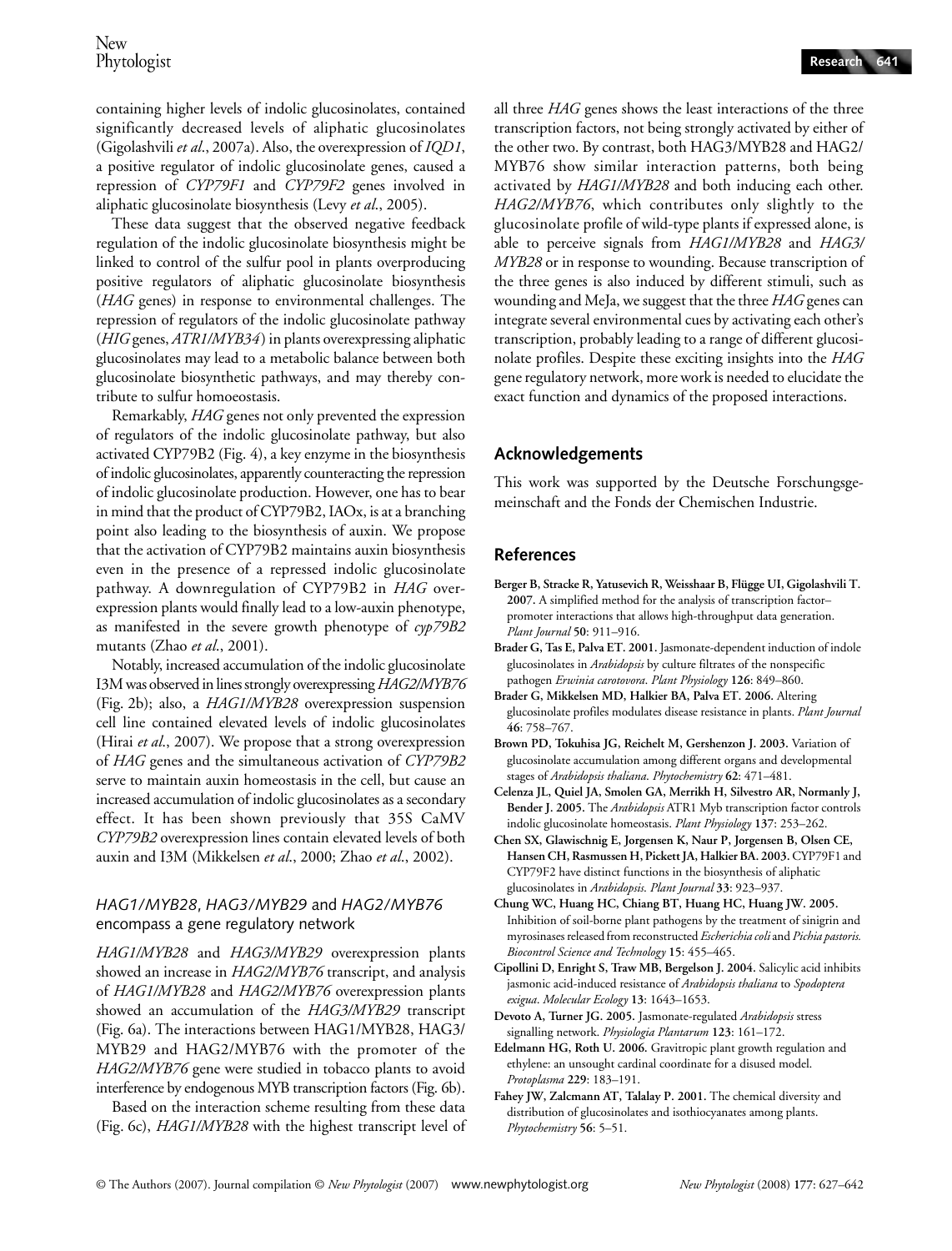containing higher levels of indolic glucosinolates, contained significantly decreased levels of aliphatic glucosinolates (Gigolashvili *et al*., 2007a). Also, the overexpression of *IQD1*, a positive regulator of indolic glucosinolate genes, caused a repression of *CYP79F1* and *CYP79F2* genes involved in aliphatic glucosinolate biosynthesis (Levy *et al*., 2005).

These data suggest that the observed negative feedback regulation of the indolic glucosinolate biosynthesis might be linked to control of the sulfur pool in plants overproducing positive regulators of aliphatic glucosinolate biosynthesis (*HAG* genes) in response to environmental challenges. The repression of regulators of the indolic glucosinolate pathway (*HIG* genes, *ATR1/MYB34*) in plants overexpressing aliphatic glucosinolates may lead to a metabolic balance between both glucosinolate biosynthetic pathways, and may thereby contribute to sulfur homoeostasis.

Remarkably, *HAG* genes not only prevented the expression of regulators of the indolic glucosinolate pathway, but also activated CYP79B2 (Fig. 4), a key enzyme in the biosynthesis of indolic glucosinolates, apparently counteracting the repression of indolic glucosinolate production. However, one has to bear in mind that the product of CYP79B2, IAOx, is at a branching point also leading to the biosynthesis of auxin. We propose that the activation of CYP79B2 maintains auxin biosynthesis even in the presence of a repressed indolic glucosinolate pathway. A downregulation of CYP79B2 in *HAG* overexpression plants would finally lead to a low-auxin phenotype, as manifested in the severe growth phenotype of *cyp79B2* mutants (Zhao *et al*., 2001).

Notably, increased accumulation of the indolic glucosinolate I3M was observed in lines strongly overexpressing *HAG2/MYB76* (Fig. 2b); also, a *HAG1/MYB28* overexpression suspension cell line contained elevated levels of indolic glucosinolates (Hirai *et al*., 2007). We propose that a strong overexpression of *HAG* genes and the simultaneous activation of *CYP79B2* serve to maintain auxin homeostasis in the cell, but cause an increased accumulation of indolic glucosinolates as a secondary effect. It has been shown previously that 35S CaMV *CYP79B2* overexpression lines contain elevated levels of both auxin and I3M (Mikkelsen *et al*., 2000; Zhao *et al*., 2002).

### *HAG1/MYB28*, *HAG3/MYB29* and *HAG2/MYB76* encompass a gene regulatory network

*HAG1/MYB28* and *HAG3/MYB29* overexpression plants showed an increase in *HAG2/MYB76* transcript, and analysis of *HAG1/MYB28* and *HAG2/MYB76* overexpression plants showed an accumulation of the *HAG3/MYB29* transcript (Fig. 6a). The interactions between HAG1/MYB28, HAG3/MYB29 and HAG2/MYB76 with the promoter of the *HAG2/MYB76* gene were studied in tobacco plants to avoid interference by endogenous MYB transcription factors (Fig. 6b).

Based on the interaction scheme resulting from these data (Fig. 6c), *HAG1/MYB28* with the highest transcript level of all three *HAG* genes shows the least interactions of the three transcription factors, not being strongly activated by either of the other two. By contrast, both HAG3/MYB28 and HAG2/MYB76 show similar interaction patterns, both being activated by *HAG1/MYB28* and both inducing each other. *HAG2/MYB76*, which contributes only slightly to the glucosinolate profile of wild-type plants if expressed alone, is able to perceive signals from *HAG1/MYB28* and *HAG3/MYB28* or in response to wounding. Because transcription of the three genes is also induced by different stimuli, such as wounding and MeJa, we suggest that the three *HAG* genes can integrate several environmental cues by activating each other's transcription, probably leading to a range of different glucosinolate profiles. Despite these exciting insights into the *HAG* gene regulatory network, more work is needed to elucidate the exact function and dynamics of the proposed interactions.

## Acknowledgements

This work was supported by the Deutsche Forschungsgemeinschaft and the Fonds der Chemischen Industrie.

## References

**Berger B, Stracke R, Yatusevich R, Weisshaar B, Flügge UI, Gigolashvili T. 2007.** A simplified method for the analysis of transcription factor–promoter interactions that allows high-throughput data generation. *Plant Journal* **50**: 911–916.

**Brader G, Tas E, Palva ET. 2001.** Jasmonate-dependent induction of indole glucosinolates in *Arabidopsis* by culture filtrates of the nonspecific pathogen *Erwinia carotovora*. *Plant Physiology* **126**: 849–860.

**Brader G, Mikkelsen MD, Halkier BA, Palva ET. 2006.** Altering glucosinolate profiles modulates disease resistance in plants. *Plant Journal* **46**: 758–767.

**Brown PD, Tokuhisa JG, Reichelt M, Gershenzon J. 2003.** Variation of glucosinolate accumulation among different organs and developmental stages of *Arabidopsis thaliana*. *Phytochemistry* **62**: 471–481.

**Celenza JL, Quiel JA, Smolen GA, Merrikh H, Silvestro AR, Normanly J, Bender J. 2005.** The *Arabidopsis* ATR1 Myb transcription factor controls indolic glucosinolate homeostasis. *Plant Physiology* **137**: 253–262.

**Chen SX, Glawischnig E, Jorgensen K, Naur P, Jorgensen B, Olsen CE, Hansen CH, Rasmussen H, Pickett JA, Halkier BA. 2003.** CYP79F1 and CYP79F2 have distinct functions in the biosynthesis of aliphatic glucosinolates in *Arabidopsis*. *Plant Journal* **33**: 923–937.

**Chung WC, Huang HC, Chiang BT, Huang HC, Huang JW. 2005.** Inhibition of soil-borne plant pathogens by the treatment of sinigrin and myrosinases released from reconstructed *Escherichia coli* and *Pichia pastoris*. *Biocontrol Science and Technology* **15**: 455–465.

**Cipollini D, Enright S, Traw MB, Bergelson J. 2004.** Salicylic acid inhibits jasmonic acid-induced resistance of *Arabidopsis thaliana* to *Spodoptera exigua*. *Molecular Ecology* **13**: 1643–1653.

**Devoto A, Turner JG. 2005.** Jasmonate-regulated *Arabidopsis* stress signalling network. *Physiologia Plantarum* **123**: 161–172.

**Edelmann HG, Roth U. 2006.** Gravitropic plant growth regulation and ethylene: an unsought cardinal coordinate for a disused model. *Protoplasma* **229**: 183–191.

**Fahey JW, Zalcmann AT, Talalay P. 2001.** The chemical diversity and distribution of glucosinolates and isothiocyanates among plants. *Phytochemistry* **56**: 5–51.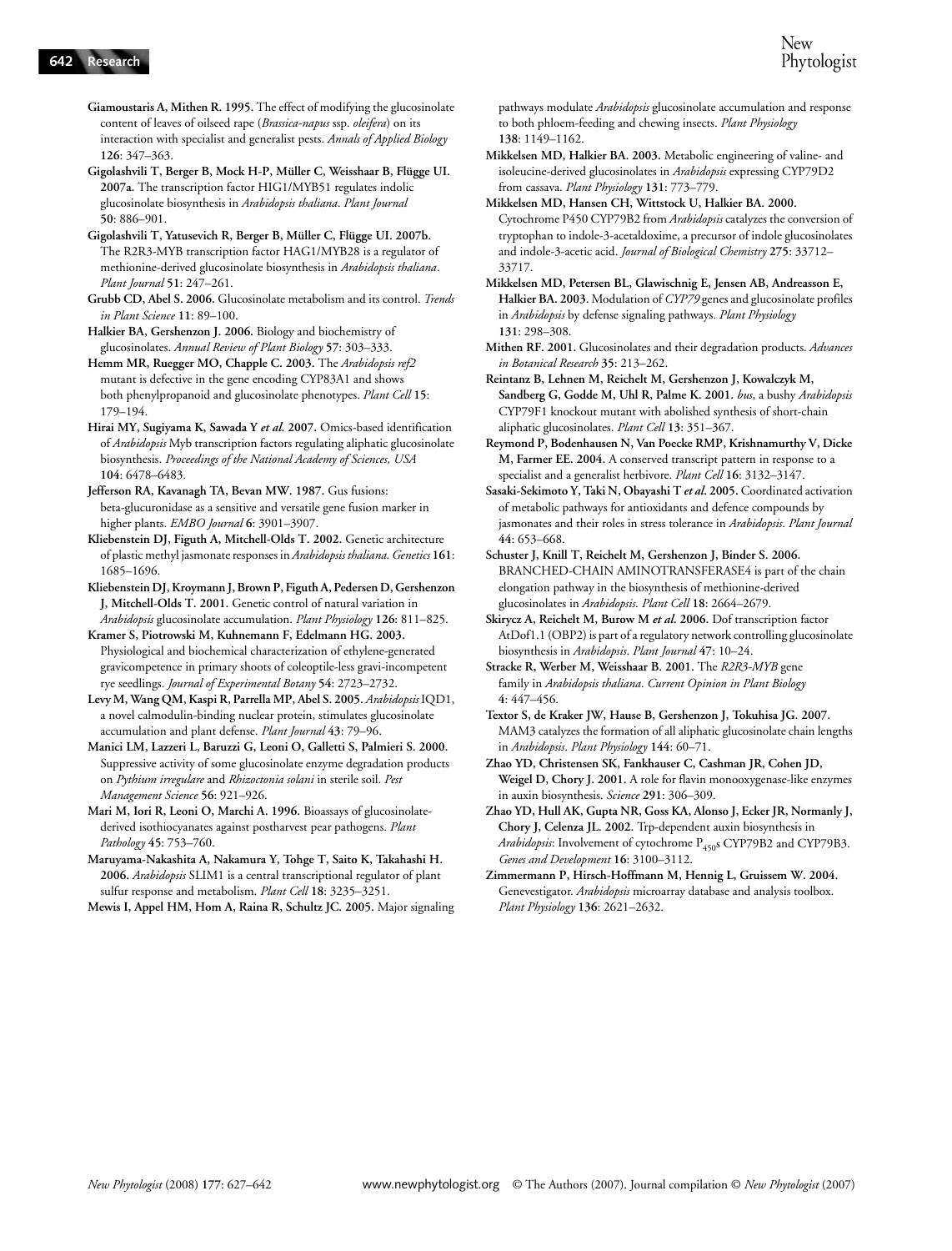Giamoustaris A, Mithen R. 1995. The effect of modifying the glucosinolate content of leaves of oilseed rape (*Brassica-napus* ssp. *oleifera*) on its interaction with specialist and generalist pests. *Annals of Applied Biology* 126: 347–363.

Gigolashvili T, Berger B, Mock H-P, Müller C, Weisshaar B, Flügge UI. 2007a. The transcription factor HIG1/MYB51 regulates indolic glucosinolate biosynthesis in *Arabidopsis thaliana*. *Plant Journal* 50: 886–901.

Gigolashvili T, Yatusevich R, Berger B, Müller C, Flügge UI. 2007b. The R2R3-MYB transcription factor HAG1/MYB28 is a regulator of methionine-derived glucosinolate biosynthesis in *Arabidopsis thaliana*. *Plant Journal* 51: 247–261.

Grubb CD, Abel S. 2006. Glucosinolate metabolism and its control. *Trends in Plant Science* 11: 89–100.

Halkier BA, Gershenzon J. 2006. Biology and biochemistry of glucosinolates. *Annual Review of Plant Biology* 57: 303–333.

Hemm MR, Ruegger MO, Chapple C. 2003. The *Arabidopsis ref2* mutant is defective in the gene encoding CYP83A1 and shows both phenylpropanoid and glucosinolate phenotypes. *Plant Cell* 15: 179–194.

Hirai MY, Sugiyama K, Sawada Y *et al.* 2007. Omics-based identification of *Arabidopsis* Myb transcription factors regulating aliphatic glucosinolate biosynthesis. *Proceedings of the National Academy of Sciences, USA* 104: 6478–6483.

Jefferson RA, Kavanagh TA, Bevan MW. 1987. Gus fusions: beta-glucuronidase as a sensitive and versatile gene fusion marker in higher plants. *EMBO Journal* 6: 3901–3907.

Kliebenstein DJ, Figuth A, Mitchell-Olds T. 2002. Genetic architecture of plastic methyl jasmonate responses in *Arabidopsis thaliana*. *Genetics* 161: 1685–1696.

Kliebenstein DJ, Kroymann J, Brown P, Figuth A, Pedersen D, Gershenzon J, Mitchell-Olds T. 2001. Genetic control of natural variation in *Arabidopsis* glucosinolate accumulation. *Plant Physiology* 126: 811–825.

Kramer S, Piotrowski M, Kuhnemann F, Edelmann HG. 2003. Physiological and biochemical characterization of ethylene-generated gravicompetence in primary shoots of coleoptile-less gravi-incompetent rye seedlings. *Journal of Experimental Botany* 54: 2723–2732.

Levy M, Wang QM, Kaspi R, Parrella MP, Abel S. 2005. *Arabidopsis* IQD1, a novel calmodulin-binding nuclear protein, stimulates glucosinolate accumulation and plant defense. *Plant Journal* 43: 79–96.

Manici LM, Lazzeri L, Baruzzi G, Leoni O, Galletti S, Palmieri S. 2000. Suppressive activity of some glucosinolate enzyme degradation products on *Pythium irregulare* and *Rhizoctonia solani* in sterile soil. *Pest Management Science* 56: 921–926.

Mari M, Iori R, Leoni O, Marchi A. 1996. Bioassays of glucosinolate-derived isothiocyanates against postharvest pear pathogens. *Plant Pathology* 45: 753–760.

Maruyama-Nakashita A, Nakamura Y, Tohge T, Saito K, Takahashi H. 2006. *Arabidopsis* SLIM1 is a central transcriptional regulator of plant sulfur response and metabolism. *Plant Cell* 18: 3235–3251.

Mewis I, Appel HM, Hom A, Raina R, Schultz JC. 2005. Major signaling pathways modulate *Arabidopsis* glucosinolate accumulation and response to both phloem-feeding and chewing insects. *Plant Physiology* 138: 1149–1162.

Mikkelsen MD, Halkier BA. 2003. Metabolic engineering of valine- and isoleucine-derived glucosinolates in *Arabidopsis* expressing CYP79D2 from cassava. *Plant Physiology* 131: 773–779.

Mikkelsen MD, Hansen CH, Wittstock U, Halkier BA. 2000. Cytochrome P450 CYP79B2 from *Arabidopsis* catalyzes the conversion of tryptophan to indole-3-acetaldoxime, a precursor of indole glucosinolates and indole-3-acetic acid. *Journal of Biological Chemistry* 275: 33712–33717.

Mikkelsen MD, Petersen BL, Glawischnig E, Jensen AB, Andreasson E, Halkier BA. 2003. Modulation of *CYP79* genes and glucosinolate profiles in *Arabidopsis* by defense signaling pathways. *Plant Physiology* 131: 298–308.

Mithen RF. 2001. Glucosinolates and their degradation products. *Advances in Botanical Research* 35: 213–262.

Reintanz B, Lehnen M, Reichelt M, Gershenzon J, Kowalczyk M, Sandberg G, Godde M, Uhl R, Palme K. 2001. *bus*, a bushy *Arabidopsis* CYP79F1 knockout mutant with abolished synthesis of short-chain aliphatic glucosinolates. *Plant Cell* 13: 351–367.

Reymond P, Bodenhausen N, Van Poecke RMP, Krishnamurthy V, Dicke M, Farmer EE. 2004. A conserved transcript pattern in response to a specialist and a generalist herbivore. *Plant Cell* 16: 3132–3147.

Sasaki-Sekimoto Y, Taki N, Obayashi T *et al.* 2005. Coordinated activation of metabolic pathways for antioxidants and defence compounds by jasmonates and their roles in stress tolerance in *Arabidopsis*. *Plant Journal* 44: 653–668.

Schuster J, Knill T, Reichelt M, Gershenzon J, Binder S. 2006. BRANCHED-CHAIN AMINOTRANSFERASE4 is part of the chain elongation pathway in the biosynthesis of methionine-derived glucosinolates in *Arabidopsis*. *Plant Cell* 18: 2664–2679.

Skirycz A, Reichelt M, Burow M *et al.* 2006. Dof transcription factor AtDof1.1 (OBP2) is part of a regulatory network controlling glucosinolate biosynthesis in *Arabidopsis*. *Plant Journal* 47: 10–24.

Stracke R, Werber M, Weisshaar B. 2001. The *R2R3-MYB* gene family in *Arabidopsis thaliana*. *Current Opinion in Plant Biology* 4: 447–456.

Textor S, de Kraker JW, Hause B, Gershenzon J, Tokuhisa JG. 2007. MAM3 catalyzes the formation of all aliphatic glucosinolate chain lengths in *Arabidopsis*. *Plant Physiology* 144: 60–71.

Zhao YD, Christensen SK, Fankhauser C, Cashman JR, Cohen JD, Weigel D, Chory J. 2001. A role for flavin monooxygenase-like enzymes in auxin biosynthesis. *Science* 291: 306–309.

Zhao YD, Hull AK, Gupta NR, Goss KA, Alonso J, Ecker JR, Normanly J, Chory J, Celenza JL. 2002. Trp-dependent auxin biosynthesis in *Arabidopsis*: Involvement of cytochrome $P_{450}$s CYP79B2 and CYP79B3. *Genes and Development* 16: 3100–3112.

Zimmermann P, Hirsch-Hoffmann M, Hennig L, Gruissem W. 2004. Genevestigator. *Arabidopsis* microarray database and analysis toolbox. *Plant Physiology* 136: 2621–2632.